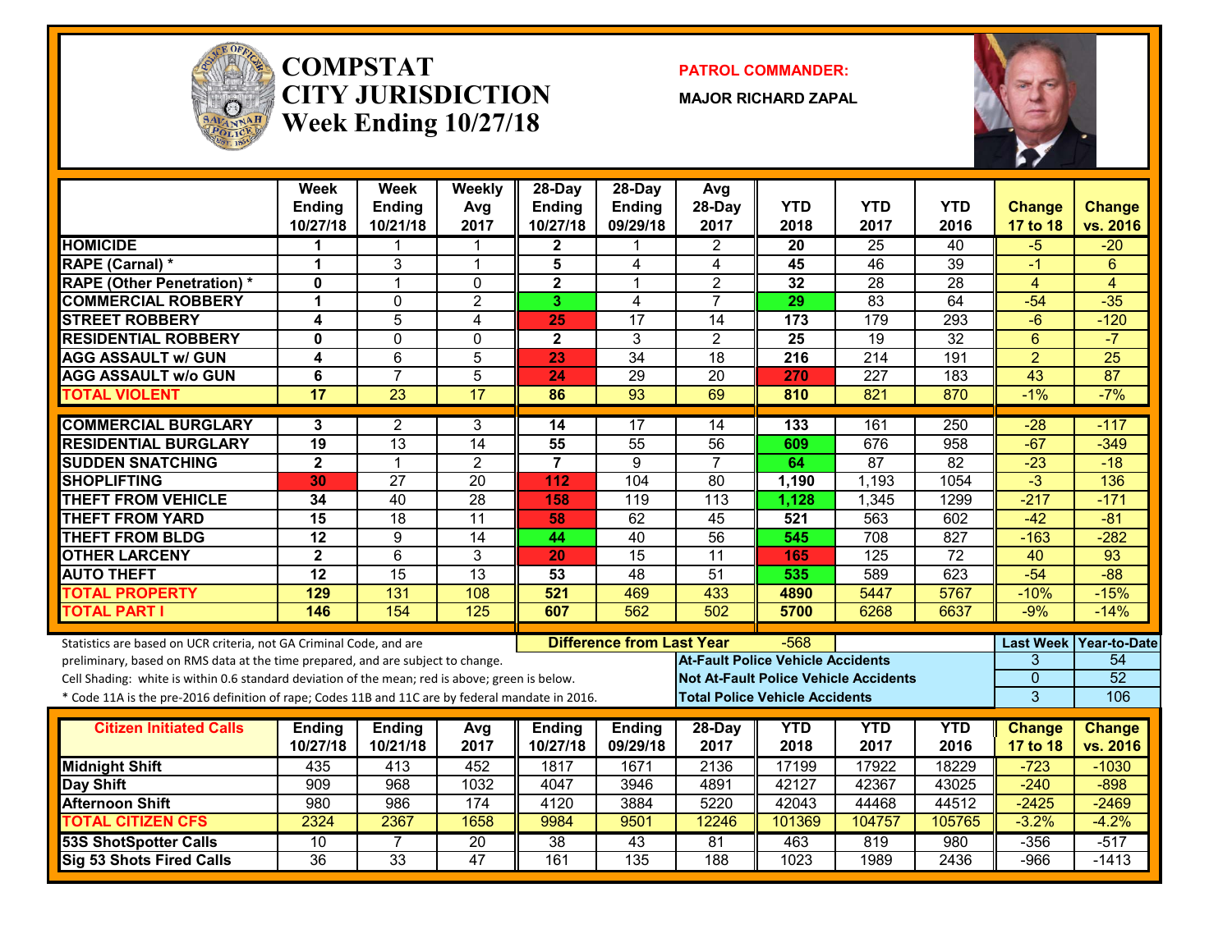# COMPSTAT
# CITY JURISDICTION
# Week Ending 10/27/18

**PATROL COMMANDER:**

**MAJOR RICHARD ZAPAL**

| | Week Ending 10/27/18 | Week Ending 10/21/18 | Weekly Avg 2017 | 28-Day Ending 10/27/18 | 28-Day Ending 09/29/18 | Avg 28-Day 2017 | YTD 2018 | YTD 2017 | YTD 2016 | Change 17 to 18 | Change vs. 2016 |
|---|---|---|---|---|---|---|---|---|---|---|---|
| HOMICIDE | 1 | 1 | 1 | 2 | 1 | 2 | 20 | 25 | 40 | -5 | -20 |
| RAPE (Carnal) * | 1 | 3 | 1 | 5 | 4 | 4 | 45 | 46 | 39 | -1 | 6 |
| RAPE (Other Penetration) * | 0 | 1 | 0 | 2 | 1 | 2 | 32 | 28 | 28 | 4 | 4 |
| COMMERCIAL ROBBERY | 1 | 0 | 2 | 3 | 4 | 7 | 29 | 83 | 64 | -54 | -35 |
| STREET ROBBERY | 4 | 5 | 4 | 25 | 17 | 14 | 173 | 179 | 293 | -6 | -120 |
| RESIDENTIAL ROBBERY | 0 | 0 | 0 | 2 | 3 | 2 | 25 | 19 | 32 | 6 | -7 |
| AGG ASSAULT w/ GUN | 4 | 6 | 5 | 23 | 34 | 18 | 216 | 214 | 191 | 2 | 25 |
| AGG ASSAULT w/o GUN | 6 | 7 | 5 | 24 | 29 | 20 | 270 | 227 | 183 | 43 | 87 |
| TOTAL VIOLENT | 17 | 23 | 17 | 86 | 93 | 69 | 810 | 821 | 870 | -1% | -7% |
| COMMERCIAL BURGLARY | 3 | 2 | 3 | 14 | 17 | 14 | 133 | 161 | 250 | -28 | -117 |
| RESIDENTIAL BURGLARY | 19 | 13 | 14 | 55 | 55 | 56 | 609 | 676 | 958 | -67 | -349 |
| SUDDEN SNATCHING | 2 | 1 | 2 | 7 | 9 | 7 | 64 | 87 | 82 | -23 | -18 |
| SHOPLIFTING | 30 | 27 | 20 | 112 | 104 | 80 | 1,190 | 1,193 | 1054 | -3 | 136 |
| THEFT FROM VEHICLE | 34 | 40 | 28 | 158 | 119 | 113 | 1,128 | 1,345 | 1299 | -217 | -171 |
| THEFT FROM YARD | 15 | 18 | 11 | 58 | 62 | 45 | 521 | 563 | 602 | -42 | -81 |
| THEFT FROM BLDG | 12 | 9 | 14 | 44 | 40 | 56 | 545 | 708 | 827 | -163 | -282 |
| OTHER LARCENY | 2 | 6 | 3 | 20 | 15 | 11 | 165 | 125 | 72 | 40 | 93 |
| AUTO THEFT | 12 | 15 | 13 | 53 | 48 | 51 | 535 | 589 | 623 | -54 | -88 |
| TOTAL PROPERTY | 129 | 131 | 108 | 521 | 469 | 433 | 4890 | 5447 | 5767 | -10% | -15% |
| TOTAL PART I | 146 | 154 | 125 | 607 | 562 | 502 | 5700 | 6268 | 6637 | -9% | -14% |

Statistics are based on UCR criteria, not GA Criminal Code, and are preliminary, based on RMS data at the time prepared, and are subject to change.

Cell Shading: white is within 0.6 standard deviation of the mean; red is above; green is below.

* Code 11A is the pre-2016 definition of rape; Codes 11B and 11C are by federal mandate in 2016.

**Difference from Last Year:** -568

| | Last Week | Year-to-Date |
|---|---|---|
| At-Fault Police Vehicle Accidents | 3 | 54 |
| Not At-Fault Police Vehicle Accidents | 0 | 52 |
| Total Police Vehicle Accidents | 3 | 106 |

| Citizen Initiated Calls | Ending 10/27/18 | Ending 10/21/18 | Avg 2017 | Ending 10/27/18 | Ending 09/29/18 | 28-Day 2017 | YTD 2018 | YTD 2017 | YTD 2016 | Change 17 to 18 | Change vs. 2016 |
|---|---|---|---|---|---|---|---|---|---|---|---|
| Midnight Shift | 435 | 413 | 452 | 1817 | 1671 | 2136 | 17199 | 17922 | 18229 | -723 | -1030 |
| Day Shift | 909 | 968 | 1032 | 4047 | 3946 | 4891 | 42127 | 42367 | 43025 | -240 | -898 |
| Afternoon Shift | 980 | 986 | 174 | 4120 | 3884 | 5220 | 42043 | 44468 | 44512 | -2425 | -2469 |
| TOTAL CITIZEN CFS | 2324 | 2367 | 1658 | 9984 | 9501 | 12246 | 101369 | 104757 | 105765 | -3.2% | -4.2% |
| 53S ShotSpotter Calls | 10 | 7 | 20 | 38 | 43 | 81 | 463 | 819 | 980 | -356 | -517 |
| Sig 53 Shots Fired Calls | 36 | 33 | 47 | 161 | 135 | 188 | 1023 | 1989 | 2436 | -966 | -1413 |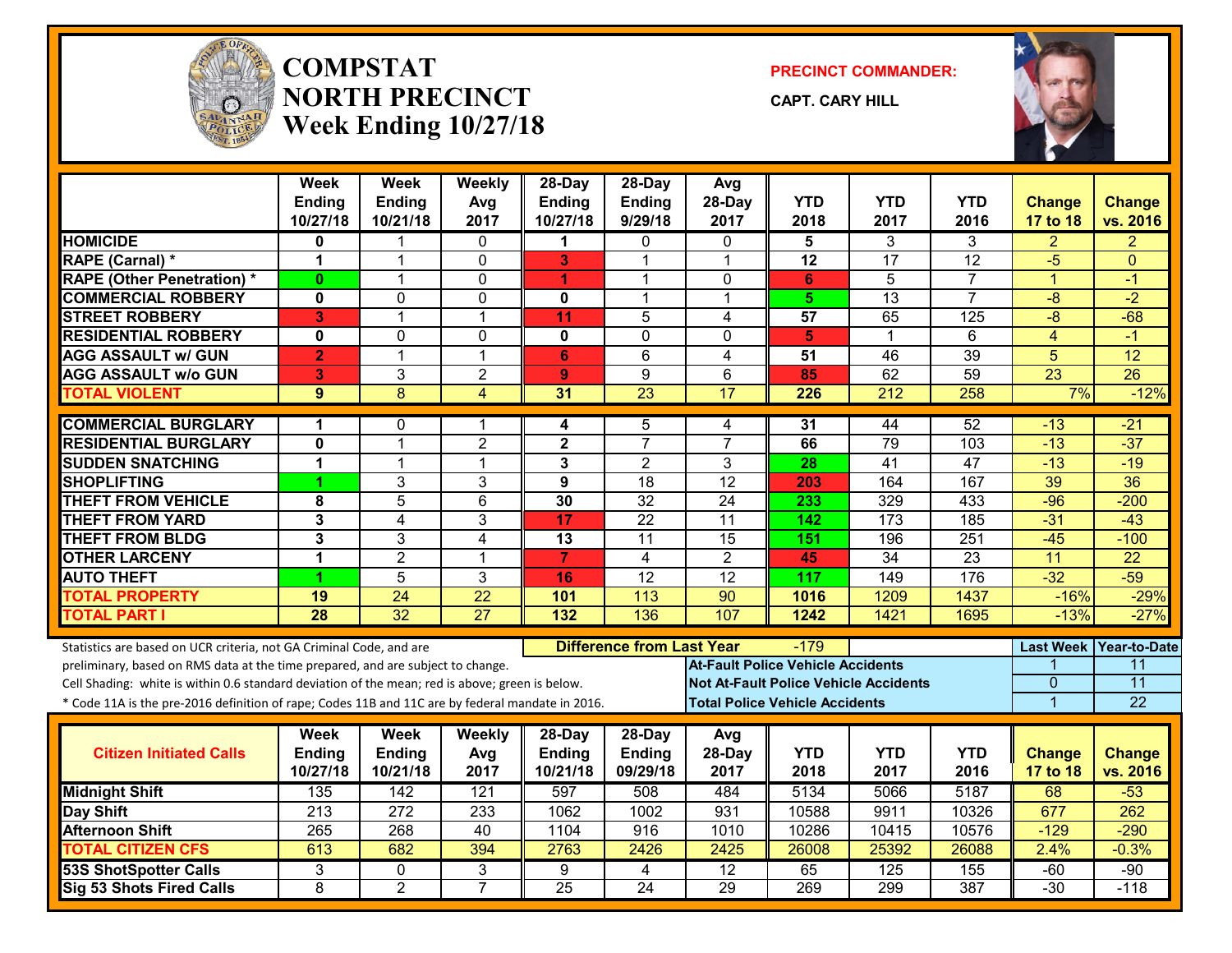# COMPSTAT NORTH PRECINCT
## Week Ending 10/27/18

**PRECINCT COMMANDER:**
**CAPT. CARY HILL**

| | Week Ending 10/27/18 | Week Ending 10/21/18 | Weekly Avg 2017 | 28-Day Ending 10/27/18 | 28-Day Ending 9/29/18 | Avg 28-Day 2017 | YTD 2018 | YTD 2017 | YTD 2016 | Change 17 to 18 | Change vs. 2016 |
|---|---|---|---|---|---|---|---|---|---|---|---|
| HOMICIDE | 0 | 1 | 0 | 1 | 0 | 0 | 5 | 3 | 3 | 2 | 2 |
| RAPE (Carnal) * | 1 | 1 | 0 | 3 | 1 | 1 | 12 | 17 | 12 | -5 | 0 |
| RAPE (Other Penetration) * | 0 | 1 | 0 | 1 | 1 | 0 | 6 | 5 | 7 | 1 | -1 |
| COMMERCIAL ROBBERY | 0 | 0 | 0 | 0 | 1 | 1 | 5 | 13 | 7 | -8 | -2 |
| STREET ROBBERY | 3 | 1 | 1 | 11 | 5 | 4 | 57 | 65 | 125 | -8 | -68 |
| RESIDENTIAL ROBBERY | 0 | 0 | 0 | 0 | 0 | 0 | 5 | 1 | 6 | 4 | -1 |
| AGG ASSAULT w/ GUN | 2 | 1 | 1 | 6 | 6 | 4 | 51 | 46 | 39 | 5 | 12 |
| AGG ASSAULT w/o GUN | 3 | 3 | 2 | 9 | 9 | 6 | 85 | 62 | 59 | 23 | 26 |
| TOTAL VIOLENT | 9 | 8 | 4 | 31 | 23 | 17 | 226 | 212 | 258 | 7% | -12% |
| COMMERCIAL BURGLARY | 1 | 0 | 1 | 4 | 5 | 4 | 31 | 44 | 52 | -13 | -21 |
| RESIDENTIAL BURGLARY | 0 | 1 | 2 | 2 | 7 | 7 | 66 | 79 | 103 | -13 | -37 |
| SUDDEN SNATCHING | 1 | 1 | 1 | 3 | 2 | 3 | 28 | 41 | 47 | -13 | -19 |
| SHOPLIFTING | 1 | 3 | 3 | 9 | 18 | 12 | 203 | 164 | 167 | 39 | 36 |
| THEFT FROM VEHICLE | 8 | 5 | 6 | 30 | 32 | 24 | 233 | 329 | 433 | -96 | -200 |
| THEFT FROM YARD | 3 | 4 | 3 | 17 | 22 | 11 | 142 | 173 | 185 | -31 | -43 |
| THEFT FROM BLDG | 3 | 3 | 4 | 13 | 11 | 15 | 151 | 196 | 251 | -45 | -100 |
| OTHER LARCENY | 1 | 2 | 1 | 7 | 4 | 2 | 45 | 34 | 23 | 11 | 22 |
| AUTO THEFT | 1 | 5 | 3 | 16 | 12 | 12 | 117 | 149 | 176 | -32 | -59 |
| TOTAL PROPERTY | 19 | 24 | 22 | 101 | 113 | 90 | 1016 | 1209 | 1437 | -16% | -29% |
| TOTAL PART I | 28 | 32 | 27 | 132 | 136 | 107 | 1242 | 1421 | 1695 | -13% | -27% |

Statistics are based on UCR criteria, not GA Criminal Code, and are preliminary, based on RMS data at the time prepared, and are subject to change.
Cell Shading: white is within 0.6 standard deviation of the mean; red is above; green is below.
* Code 11A is the pre-2016 definition of rape; Codes 11B and 11C are by federal mandate in 2016.

**Difference from Last Year:** -179

| | Last Week | Year-to-Date |
|---|---|---|
| At-Fault Police Vehicle Accidents | 1 | 11 |
| Not At-Fault Police Vehicle Accidents | 0 | 11 |
| Total Police Vehicle Accidents | 1 | 22 |

| Citizen Initiated Calls | Week Ending 10/27/18 | Week Ending 10/21/18 | Weekly Avg 2017 | 28-Day Ending 10/21/18 | 28-Day Ending 09/29/18 | Avg 28-Day 2017 | YTD 2018 | YTD 2017 | YTD 2016 | Change 17 to 18 | Change vs. 2016 |
|---|---|---|---|---|---|---|---|---|---|---|---|
| Midnight Shift | 135 | 142 | 121 | 597 | 508 | 484 | 5134 | 5066 | 5187 | 68 | -53 |
| Day Shift | 213 | 272 | 233 | 1062 | 1002 | 931 | 10588 | 9911 | 10326 | 677 | 262 |
| Afternoon Shift | 265 | 268 | 40 | 1104 | 916 | 1010 | 10286 | 10415 | 10576 | -129 | -290 |
| TOTAL CITIZEN CFS | 613 | 682 | 394 | 2763 | 2426 | 2425 | 26008 | 25392 | 26088 | 2.4% | -0.3% |
| 53S ShotSpotter Calls | 3 | 0 | 3 | 9 | 4 | 12 | 65 | 125 | 155 | -60 | -90 |
| Sig 53 Shots Fired Calls | 8 | 2 | 7 | 25 | 24 | 29 | 269 | 299 | 387 | -30 | -118 |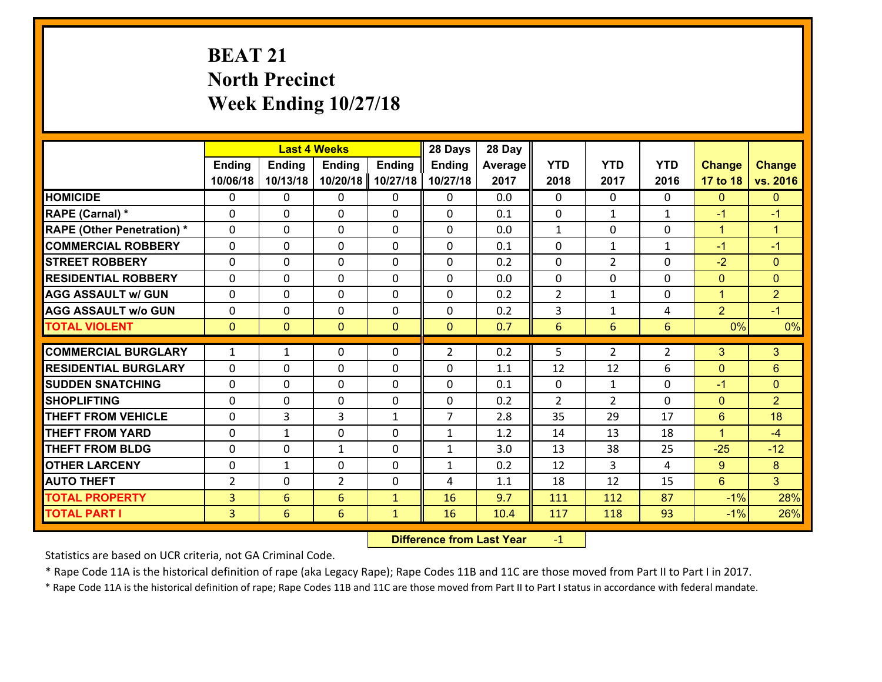# BEAT 21
## North Precinct
## Week Ending 10/27/18

| | Last 4 Weeks | | | | 28 Days | 28 Day | | | | | |
|---|---|---|---|---|---|---|---|---|---|---|---|
| | Ending 10/06/18 | Ending 10/13/18 | Ending 10/20/18 | Ending 10/27/18 | Ending 10/27/18 | Average 2017 | YTD 2018 | YTD 2017 | YTD 2016 | Change 17 to 18 | Change vs. 2016 |
| HOMICIDE | 0 | 0 | 0 | 0 | 0 | 0.0 | 0 | 0 | 0 | 0 | 0 |
| RAPE (Carnal) * | 0 | 0 | 0 | 0 | 0 | 0.1 | 0 | 1 | 1 | -1 | -1 |
| RAPE (Other Penetration) * | 0 | 0 | 0 | 0 | 0 | 0.0 | 1 | 0 | 0 | 1 | 1 |
| COMMERCIAL ROBBERY | 0 | 0 | 0 | 0 | 0 | 0.1 | 0 | 1 | 1 | -1 | -1 |
| STREET ROBBERY | 0 | 0 | 0 | 0 | 0 | 0.2 | 0 | 2 | 0 | -2 | 0 |
| RESIDENTIAL ROBBERY | 0 | 0 | 0 | 0 | 0 | 0.0 | 0 | 0 | 0 | 0 | 0 |
| AGG ASSAULT w/ GUN | 0 | 0 | 0 | 0 | 0 | 0.2 | 2 | 1 | 0 | 1 | 2 |
| AGG ASSAULT w/o GUN | 0 | 0 | 0 | 0 | 0 | 0.2 | 3 | 1 | 4 | 2 | -1 |
| TOTAL VIOLENT | 0 | 0 | 0 | 0 | 0 | 0.7 | 6 | 6 | 6 | 0% | 0% |
| COMMERCIAL BURGLARY | 1 | 1 | 0 | 0 | 2 | 0.2 | 5 | 2 | 2 | 3 | 3 |
| RESIDENTIAL BURGLARY | 0 | 0 | 0 | 0 | 0 | 1.1 | 12 | 12 | 6 | 0 | 6 |
| SUDDEN SNATCHING | 0 | 0 | 0 | 0 | 0 | 0.1 | 0 | 1 | 0 | -1 | 0 |
| SHOPLIFTING | 0 | 0 | 0 | 0 | 0 | 0.2 | 2 | 2 | 0 | 0 | 2 |
| THEFT FROM VEHICLE | 0 | 3 | 3 | 1 | 7 | 2.8 | 35 | 29 | 17 | 6 | 18 |
| THEFT FROM YARD | 0 | 1 | 0 | 0 | 1 | 1.2 | 14 | 13 | 18 | 1 | -4 |
| THEFT FROM BLDG | 0 | 0 | 1 | 0 | 1 | 3.0 | 13 | 38 | 25 | -25 | -12 |
| OTHER LARCENY | 0 | 1 | 0 | 0 | 1 | 0.2 | 12 | 3 | 4 | 9 | 8 |
| AUTO THEFT | 2 | 0 | 2 | 0 | 4 | 1.1 | 18 | 12 | 15 | 6 | 3 |
| TOTAL PROPERTY | 3 | 6 | 6 | 1 | 16 | 9.7 | 111 | 112 | 87 | -1% | 28% |
| TOTAL PART I | 3 | 6 | 6 | 1 | 16 | 10.4 | 117 | 118 | 93 | -1% | 26% |

**Difference from Last Year** -1

Statistics are based on UCR criteria, not GA Criminal Code.

* Rape Code 11A is the historical definition of rape (aka Legacy Rape); Rape Codes 11B and 11C are those moved from Part II to Part I in 2017.

* Rape Code 11A is the historical definition of rape; Rape Codes 11B and 11C are those moved from Part II to Part I status in accordance with federal mandate.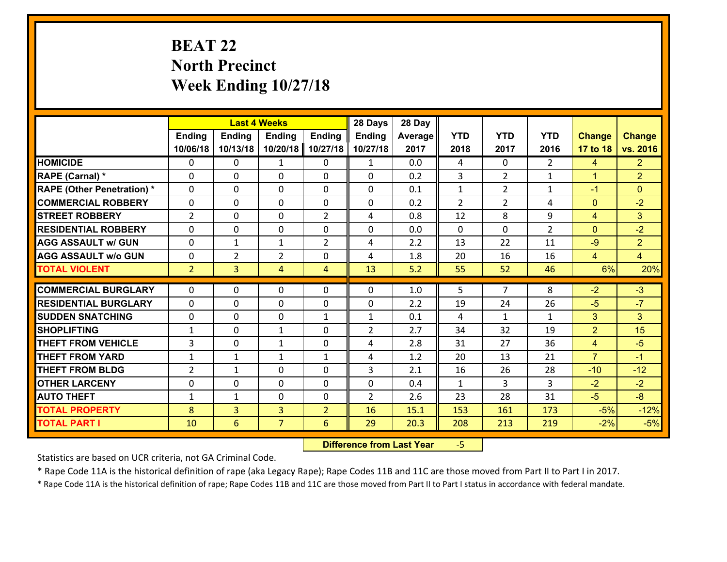# BEAT 22
## North Precinct
## Week Ending 10/27/18

| | Last 4 Weeks | | | | 28 Days | 28 Day | | | | | |
|---|---|---|---|---|---|---|---|---|---|---|---|
| | Ending 10/06/18 | Ending 10/13/18 | Ending 10/20/18 | Ending 10/27/18 | Ending 10/27/18 | Average 2017 | YTD 2018 | YTD 2017 | YTD 2016 | Change 17 to 18 | Change vs. 2016 |
| HOMICIDE | 0 | 0 | 1 | 0 | 1 | 0.0 | 4 | 0 | 2 | 4 | 2 |
| RAPE (Carnal) * | 0 | 0 | 0 | 0 | 0 | 0.2 | 3 | 2 | 1 | 1 | 2 |
| RAPE (Other Penetration) * | 0 | 0 | 0 | 0 | 0 | 0.1 | 1 | 2 | 1 | -1 | 0 |
| COMMERCIAL ROBBERY | 0 | 0 | 0 | 0 | 0 | 0.2 | 2 | 2 | 4 | 0 | -2 |
| STREET ROBBERY | 2 | 0 | 0 | 2 | 4 | 0.8 | 12 | 8 | 9 | 4 | 3 |
| RESIDENTIAL ROBBERY | 0 | 0 | 0 | 0 | 0 | 0.0 | 0 | 0 | 2 | 0 | -2 |
| AGG ASSAULT w/ GUN | 0 | 1 | 1 | 2 | 4 | 2.2 | 13 | 22 | 11 | -9 | 2 |
| AGG ASSAULT w/o GUN | 0 | 2 | 2 | 0 | 4 | 1.8 | 20 | 16 | 16 | 4 | 4 |
| TOTAL VIOLENT | 2 | 3 | 4 | 4 | 13 | 5.2 | 55 | 52 | 46 | 6% | 20% |
| COMMERCIAL BURGLARY | 0 | 0 | 0 | 0 | 0 | 1.0 | 5 | 7 | 8 | -2 | -3 |
| RESIDENTIAL BURGLARY | 0 | 0 | 0 | 0 | 0 | 2.2 | 19 | 24 | 26 | -5 | -7 |
| SUDDEN SNATCHING | 0 | 0 | 0 | 1 | 1 | 0.1 | 4 | 1 | 1 | 3 | 3 |
| SHOPLIFTING | 1 | 0 | 1 | 0 | 2 | 2.7 | 34 | 32 | 19 | 2 | 15 |
| THEFT FROM VEHICLE | 3 | 0 | 1 | 0 | 4 | 2.8 | 31 | 27 | 36 | 4 | -5 |
| THEFT FROM YARD | 1 | 1 | 1 | 1 | 4 | 1.2 | 20 | 13 | 21 | 7 | -1 |
| THEFT FROM BLDG | 2 | 1 | 0 | 0 | 3 | 2.1 | 16 | 26 | 28 | -10 | -12 |
| OTHER LARCENY | 0 | 0 | 0 | 0 | 0 | 0.4 | 1 | 3 | 3 | -2 | -2 |
| AUTO THEFT | 1 | 1 | 0 | 0 | 2 | 2.6 | 23 | 28 | 31 | -5 | -8 |
| TOTAL PROPERTY | 8 | 3 | 3 | 2 | 16 | 15.1 | 153 | 161 | 173 | -5% | -12% |
| TOTAL PART I | 10 | 6 | 7 | 6 | 29 | 20.3 | 208 | 213 | 219 | -2% | -5% |

**Difference from Last Year** -5

Statistics are based on UCR criteria, not GA Criminal Code.

* Rape Code 11A is the historical definition of rape (aka Legacy Rape); Rape Codes 11B and 11C are those moved from Part II to Part I in 2017.

* Rape Code 11A is the historical definition of rape; Rape Codes 11B and 11C are those moved from Part II to Part I status in accordance with federal mandate.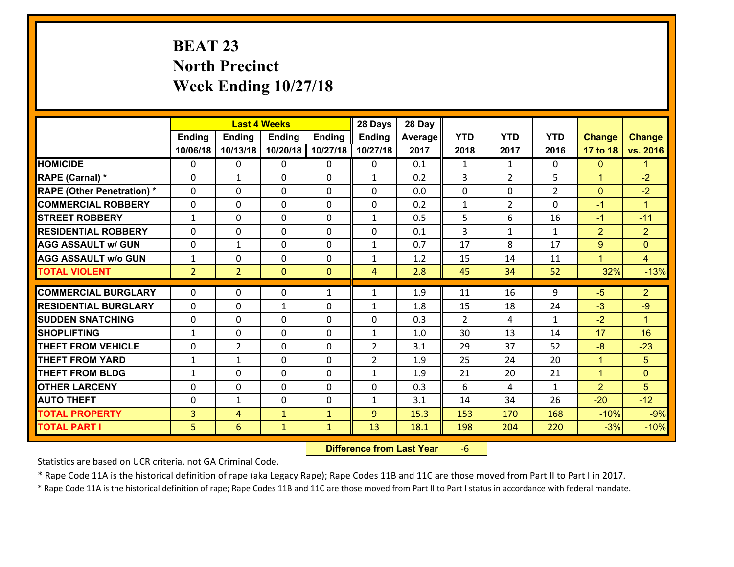# BEAT 23
## North Precinct
## Week Ending 10/27/18

| | Last 4 Weeks | | | | 28 Days | 28 Day | | | | | |
|---|---|---|---|---|---|---|---|---|---|---|---|
| | Ending 10/06/18 | Ending 10/13/18 | Ending 10/20/18 | Ending 10/27/18 | Ending 10/27/18 | Average 2017 | YTD 2018 | YTD 2017 | YTD 2016 | Change 17 to 18 | Change vs. 2016 |
| **HOMICIDE** | 0 | 0 | 0 | 0 | 0 | 0.1 | 1 | 1 | 0 | 0 | 1 |
| **RAPE (Carnal) *** | 0 | 1 | 0 | 0 | 1 | 0.2 | 3 | 2 | 5 | 1 | -2 |
| **RAPE (Other Penetration) *** | 0 | 0 | 0 | 0 | 0 | 0.0 | 0 | 0 | 2 | 0 | -2 |
| **COMMERCIAL ROBBERY** | 0 | 0 | 0 | 0 | 0 | 0.2 | 1 | 2 | 0 | -1 | 1 |
| **STREET ROBBERY** | 1 | 0 | 0 | 0 | 1 | 0.5 | 5 | 6 | 16 | -1 | -11 |
| **RESIDENTIAL ROBBERY** | 0 | 0 | 0 | 0 | 0 | 0.1 | 3 | 1 | 1 | 2 | 2 |
| **AGG ASSAULT w/ GUN** | 0 | 1 | 0 | 0 | 1 | 0.7 | 17 | 8 | 17 | 9 | 0 |
| **AGG ASSAULT w/o GUN** | 1 | 0 | 0 | 0 | 1 | 1.2 | 15 | 14 | 11 | 1 | 4 |
| **TOTAL VIOLENT** | 2 | 2 | 0 | 0 | 4 | 2.8 | 45 | 34 | 52 | 32% | -13% |
| **COMMERCIAL BURGLARY** | 0 | 0 | 0 | 1 | 1 | 1.9 | 11 | 16 | 9 | -5 | 2 |
| **RESIDENTIAL BURGLARY** | 0 | 0 | 1 | 0 | 1 | 1.8 | 15 | 18 | 24 | -3 | -9 |
| **SUDDEN SNATCHING** | 0 | 0 | 0 | 0 | 0 | 0.3 | 2 | 4 | 1 | -2 | 1 |
| **SHOPLIFTING** | 1 | 0 | 0 | 0 | 1 | 1.0 | 30 | 13 | 14 | 17 | 16 |
| **THEFT FROM VEHICLE** | 0 | 2 | 0 | 0 | 2 | 3.1 | 29 | 37 | 52 | -8 | -23 |
| **THEFT FROM YARD** | 1 | 1 | 0 | 0 | 2 | 1.9 | 25 | 24 | 20 | 1 | 5 |
| **THEFT FROM BLDG** | 1 | 0 | 0 | 0 | 1 | 1.9 | 21 | 20 | 21 | 1 | 0 |
| **OTHER LARCENY** | 0 | 0 | 0 | 0 | 0 | 0.3 | 6 | 4 | 1 | 2 | 5 |
| **AUTO THEFT** | 0 | 1 | 0 | 0 | 1 | 3.1 | 14 | 34 | 26 | -20 | -12 |
| **TOTAL PROPERTY** | 3 | 4 | 1 | 1 | 9 | 15.3 | 153 | 170 | 168 | -10% | -9% |
| **TOTAL PART I** | 5 | 6 | 1 | 1 | 13 | 18.1 | 198 | 204 | 220 | -3% | -10% |

**Difference from Last Year** -6

Statistics are based on UCR criteria, not GA Criminal Code.

* Rape Code 11A is the historical definition of rape (aka Legacy Rape); Rape Codes 11B and 11C are those moved from Part II to Part I in 2017.

* Rape Code 11A is the historical definition of rape; Rape Codes 11B and 11C are those moved from Part II to Part I status in accordance with federal mandate.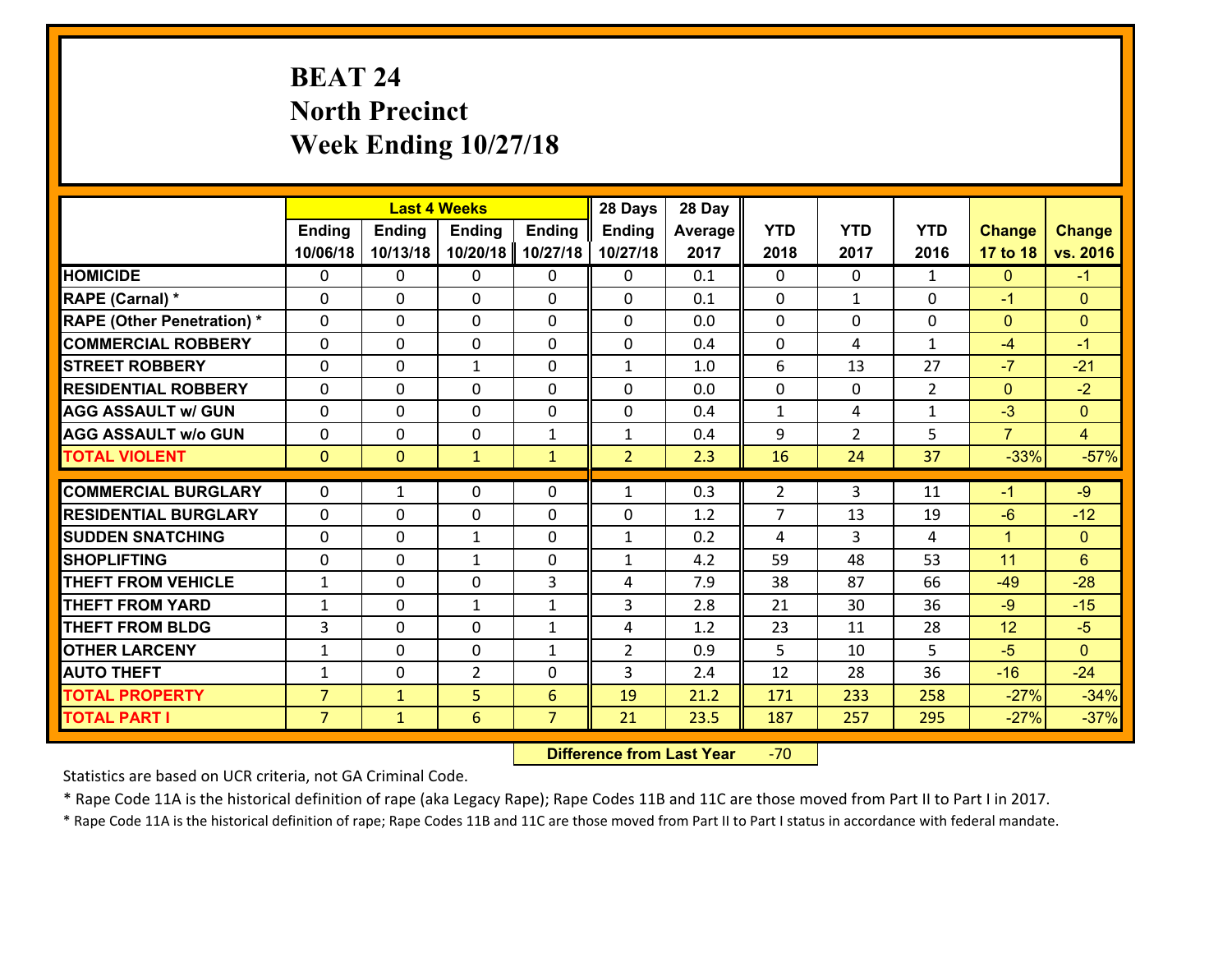# BEAT 24
## North Precinct
## Week Ending 10/27/18

| | Last 4 Weeks | | | | 28 Days | 28 Day | | | | | |
|---|---|---|---|---|---|---|---|---|---|---|---|
| | Ending 10/06/18 | Ending 10/13/18 | Ending 10/20/18 | Ending 10/27/18 | Ending 10/27/18 | Average 2017 | YTD 2018 | YTD 2017 | YTD 2016 | Change 17 to 18 | Change vs. 2016 |
| HOMICIDE | 0 | 0 | 0 | 0 | 0 | 0.1 | 0 | 0 | 1 | 0 | -1 |
| RAPE (Carnal) * | 0 | 0 | 0 | 0 | 0 | 0.1 | 0 | 1 | 0 | -1 | 0 |
| RAPE (Other Penetration) * | 0 | 0 | 0 | 0 | 0 | 0.0 | 0 | 0 | 0 | 0 | 0 |
| COMMERCIAL ROBBERY | 0 | 0 | 0 | 0 | 0 | 0.4 | 0 | 4 | 1 | -4 | -1 |
| STREET ROBBERY | 0 | 0 | 1 | 0 | 1 | 1.0 | 6 | 13 | 27 | -7 | -21 |
| RESIDENTIAL ROBBERY | 0 | 0 | 0 | 0 | 0 | 0.0 | 0 | 0 | 2 | 0 | -2 |
| AGG ASSAULT w/ GUN | 0 | 0 | 0 | 0 | 0 | 0.4 | 1 | 4 | 1 | -3 | 0 |
| AGG ASSAULT w/o GUN | 0 | 0 | 0 | 1 | 1 | 0.4 | 9 | 2 | 5 | 7 | 4 |
| TOTAL VIOLENT | 0 | 0 | 1 | 1 | 2 | 2.3 | 16 | 24 | 37 | -33% | -57% |
| COMMERCIAL BURGLARY | 0 | 1 | 0 | 0 | 1 | 0.3 | 2 | 3 | 11 | -1 | -9 |
| RESIDENTIAL BURGLARY | 0 | 0 | 0 | 0 | 0 | 1.2 | 7 | 13 | 19 | -6 | -12 |
| SUDDEN SNATCHING | 0 | 0 | 1 | 0 | 1 | 0.2 | 4 | 3 | 4 | 1 | 0 |
| SHOPLIFTING | 0 | 0 | 1 | 0 | 1 | 4.2 | 59 | 48 | 53 | 11 | 6 |
| THEFT FROM VEHICLE | 1 | 0 | 0 | 3 | 4 | 7.9 | 38 | 87 | 66 | -49 | -28 |
| THEFT FROM YARD | 1 | 0 | 1 | 1 | 3 | 2.8 | 21 | 30 | 36 | -9 | -15 |
| THEFT FROM BLDG | 3 | 0 | 0 | 1 | 4 | 1.2 | 23 | 11 | 28 | 12 | -5 |
| OTHER LARCENY | 1 | 0 | 0 | 1 | 2 | 0.9 | 5 | 10 | 5 | -5 | 0 |
| AUTO THEFT | 1 | 0 | 2 | 0 | 3 | 2.4 | 12 | 28 | 36 | -16 | -24 |
| TOTAL PROPERTY | 7 | 1 | 5 | 6 | 19 | 21.2 | 171 | 233 | 258 | -27% | -34% |
| TOTAL PART I | 7 | 1 | 6 | 7 | 21 | 23.5 | 187 | 257 | 295 | -27% | -37% |

**Difference from Last Year** -70

Statistics are based on UCR criteria, not GA Criminal Code.

* Rape Code 11A is the historical definition of rape (aka Legacy Rape); Rape Codes 11B and 11C are those moved from Part II to Part I in 2017.

* Rape Code 11A is the historical definition of rape; Rape Codes 11B and 11C are those moved from Part II to Part I status in accordance with federal mandate.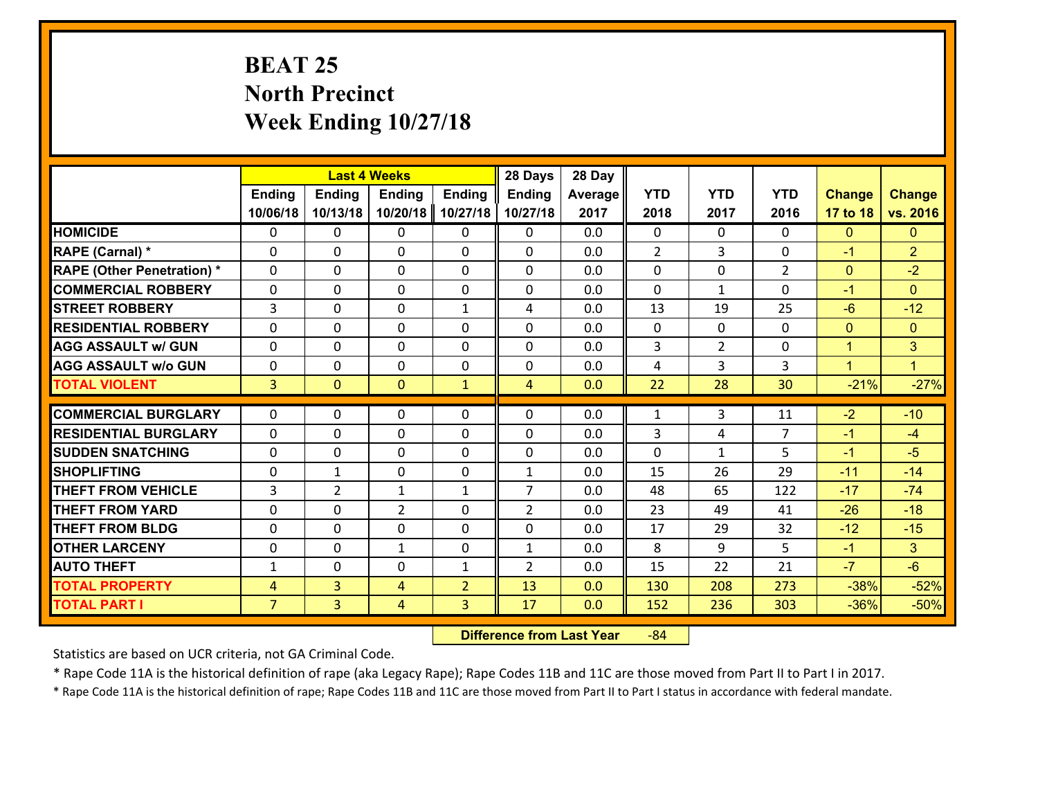# BEAT 25
# North Precinct
# Week Ending 10/27/18

| | Last 4 Weeks | | | | 28 Days | 28 Day | | | | | |
|---|---|---|---|---|---|---|---|---|---|---|---|
| | Ending 10/06/18 | Ending 10/13/18 | Ending 10/20/18 | Ending 10/27/18 | Ending 10/27/18 | Average 2017 | YTD 2018 | YTD 2017 | YTD 2016 | Change 17 to 18 | Change vs. 2016 |
| HOMICIDE | 0 | 0 | 0 | 0 | 0 | 0.0 | 0 | 0 | 0 | 0 | 0 |
| RAPE (Carnal) * | 0 | 0 | 0 | 0 | 0 | 0.0 | 2 | 3 | 0 | -1 | 2 |
| RAPE (Other Penetration) * | 0 | 0 | 0 | 0 | 0 | 0.0 | 0 | 0 | 2 | 0 | -2 |
| COMMERCIAL ROBBERY | 0 | 0 | 0 | 0 | 0 | 0.0 | 0 | 1 | 0 | -1 | 0 |
| STREET ROBBERY | 3 | 0 | 0 | 1 | 4 | 0.0 | 13 | 19 | 25 | -6 | -12 |
| RESIDENTIAL ROBBERY | 0 | 0 | 0 | 0 | 0 | 0.0 | 0 | 0 | 0 | 0 | 0 |
| AGG ASSAULT w/ GUN | 0 | 0 | 0 | 0 | 0 | 0.0 | 3 | 2 | 0 | 1 | 3 |
| AGG ASSAULT w/o GUN | 0 | 0 | 0 | 0 | 0 | 0.0 | 4 | 3 | 3 | 1 | 1 |
| TOTAL VIOLENT | 3 | 0 | 0 | 1 | 4 | 0.0 | 22 | 28 | 30 | -21% | -27% |
| COMMERCIAL BURGLARY | 0 | 0 | 0 | 0 | 0 | 0.0 | 1 | 3 | 11 | -2 | -10 |
| RESIDENTIAL BURGLARY | 0 | 0 | 0 | 0 | 0 | 0.0 | 3 | 4 | 7 | -1 | -4 |
| SUDDEN SNATCHING | 0 | 0 | 0 | 0 | 0 | 0.0 | 0 | 1 | 5 | -1 | -5 |
| SHOPLIFTING | 0 | 1 | 0 | 0 | 1 | 0.0 | 15 | 26 | 29 | -11 | -14 |
| THEFT FROM VEHICLE | 3 | 2 | 1 | 1 | 7 | 0.0 | 48 | 65 | 122 | -17 | -74 |
| THEFT FROM YARD | 0 | 0 | 2 | 0 | 2 | 0.0 | 23 | 49 | 41 | -26 | -18 |
| THEFT FROM BLDG | 0 | 0 | 0 | 0 | 0 | 0.0 | 17 | 29 | 32 | -12 | -15 |
| OTHER LARCENY | 0 | 0 | 1 | 0 | 1 | 0.0 | 8 | 9 | 5 | -1 | 3 |
| AUTO THEFT | 1 | 0 | 0 | 1 | 2 | 0.0 | 15 | 22 | 21 | -7 | -6 |
| TOTAL PROPERTY | 4 | 3 | 4 | 2 | 13 | 0.0 | 130 | 208 | 273 | -38% | -52% |
| TOTAL PART I | 7 | 3 | 4 | 3 | 17 | 0.0 | 152 | 236 | 303 | -36% | -50% |

**Difference from Last Year** -84

Statistics are based on UCR criteria, not GA Criminal Code.

* Rape Code 11A is the historical definition of rape (aka Legacy Rape); Rape Codes 11B and 11C are those moved from Part II to Part I in 2017.

* Rape Code 11A is the historical definition of rape; Rape Codes 11B and 11C are those moved from Part II to Part I status in accordance with federal mandate.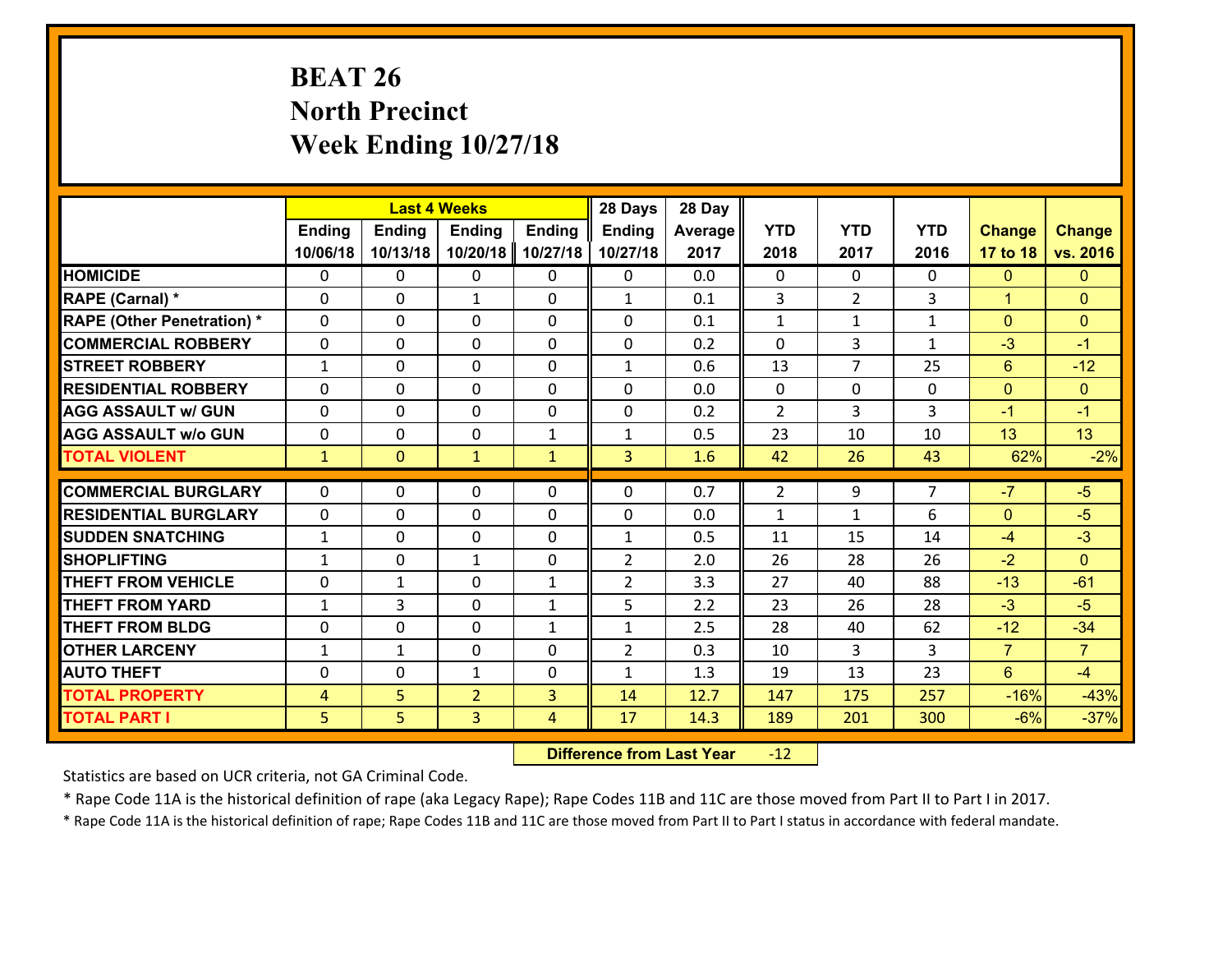# BEAT 26
# North Precinct
# Week Ending 10/27/18

| | Last 4 Weeks | | | | 28 Days | 28 Day | | | | | |
|---|---|---|---|---|---|---|---|---|---|---|---|
| | Ending 10/06/18 | Ending 10/13/18 | Ending 10/20/18 | Ending 10/27/18 | Ending 10/27/18 | Average 2017 | YTD 2018 | YTD 2017 | YTD 2016 | Change 17 to 18 | Change vs. 2016 |
| HOMICIDE | 0 | 0 | 0 | 0 | 0 | 0.0 | 0 | 0 | 0 | 0 | 0 |
| RAPE (Carnal) * | 0 | 0 | 1 | 0 | 1 | 0.1 | 3 | 2 | 3 | 1 | 0 |
| RAPE (Other Penetration) * | 0 | 0 | 0 | 0 | 0 | 0.1 | 1 | 1 | 1 | 0 | 0 |
| COMMERCIAL ROBBERY | 0 | 0 | 0 | 0 | 0 | 0.2 | 0 | 3 | 1 | -3 | -1 |
| STREET ROBBERY | 1 | 0 | 0 | 0 | 1 | 0.6 | 13 | 7 | 25 | 6 | -12 |
| RESIDENTIAL ROBBERY | 0 | 0 | 0 | 0 | 0 | 0.0 | 0 | 0 | 0 | 0 | 0 |
| AGG ASSAULT w/ GUN | 0 | 0 | 0 | 0 | 0 | 0.2 | 2 | 3 | 3 | -1 | -1 |
| AGG ASSAULT w/o GUN | 0 | 0 | 0 | 1 | 1 | 0.5 | 23 | 10 | 10 | 13 | 13 |
| TOTAL VIOLENT | 1 | 0 | 1 | 1 | 3 | 1.6 | 42 | 26 | 43 | 62% | -2% |
| COMMERCIAL BURGLARY | 0 | 0 | 0 | 0 | 0 | 0.7 | 2 | 9 | 7 | -7 | -5 |
| RESIDENTIAL BURGLARY | 0 | 0 | 0 | 0 | 0 | 0.0 | 1 | 1 | 6 | 0 | -5 |
| SUDDEN SNATCHING | 1 | 0 | 0 | 0 | 1 | 0.5 | 11 | 15 | 14 | -4 | -3 |
| SHOPLIFTING | 1 | 0 | 1 | 0 | 2 | 2.0 | 26 | 28 | 26 | -2 | 0 |
| THEFT FROM VEHICLE | 0 | 1 | 0 | 1 | 2 | 3.3 | 27 | 40 | 88 | -13 | -61 |
| THEFT FROM YARD | 1 | 3 | 0 | 1 | 5 | 2.2 | 23 | 26 | 28 | -3 | -5 |
| THEFT FROM BLDG | 0 | 0 | 0 | 1 | 1 | 2.5 | 28 | 40 | 62 | -12 | -34 |
| OTHER LARCENY | 1 | 1 | 0 | 0 | 2 | 0.3 | 10 | 3 | 3 | 7 | 7 |
| AUTO THEFT | 0 | 0 | 1 | 0 | 1 | 1.3 | 19 | 13 | 23 | 6 | -4 |
| TOTAL PROPERTY | 4 | 5 | 2 | 3 | 14 | 12.7 | 147 | 175 | 257 | -16% | -43% |
| TOTAL PART I | 5 | 5 | 3 | 4 | 17 | 14.3 | 189 | 201 | 300 | -6% | -37% |

**Difference from Last Year** -12

Statistics are based on UCR criteria, not GA Criminal Code.

* Rape Code 11A is the historical definition of rape (aka Legacy Rape); Rape Codes 11B and 11C are those moved from Part II to Part I in 2017.

* Rape Code 11A is the historical definition of rape; Rape Codes 11B and 11C are those moved from Part II to Part I status in accordance with federal mandate.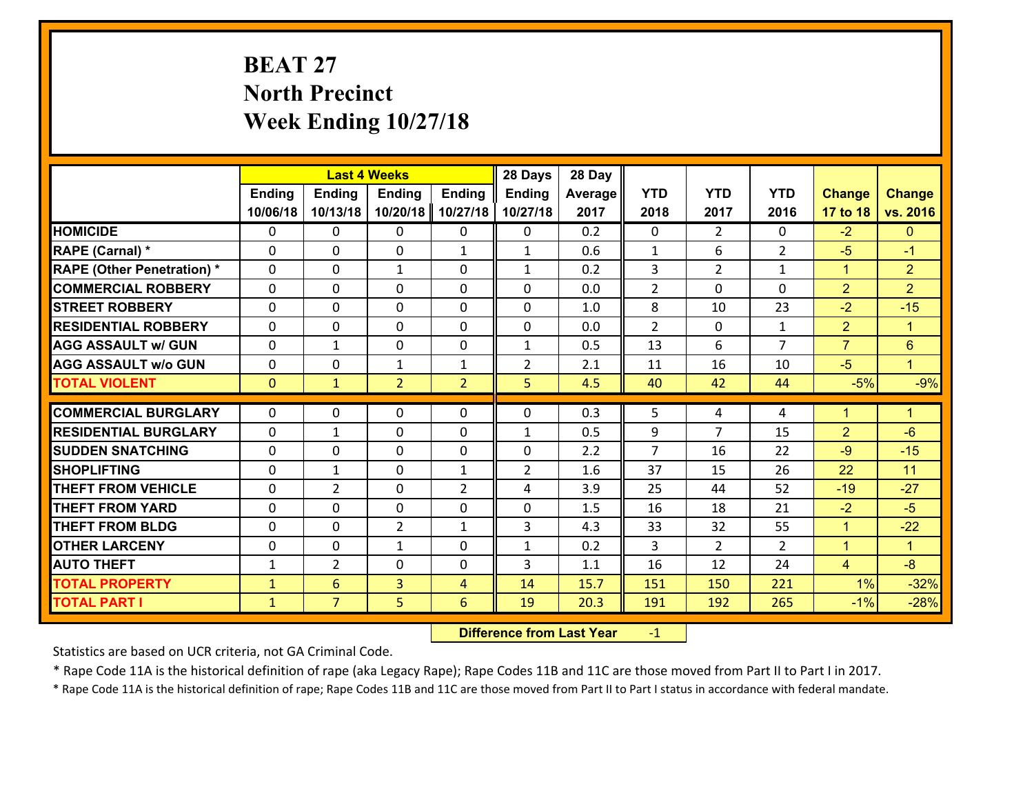# BEAT 27
# North Precinct
# Week Ending 10/27/18

| | Last 4 Weeks | | | | 28 Days | 28 Day | | | | | |
|---|---|---|---|---|---|---|---|---|---|---|---|
| | Ending 10/06/18 | Ending 10/13/18 | Ending 10/20/18 | Ending 10/27/18 | Ending 10/27/18 | Average 2017 | YTD 2018 | YTD 2017 | YTD 2016 | Change 17 to 18 | Change vs. 2016 |
| HOMICIDE | 0 | 0 | 0 | 0 | 0 | 0.2 | 0 | 2 | 0 | -2 | 0 |
| RAPE (Carnal) * | 0 | 0 | 0 | 1 | 1 | 0.6 | 1 | 6 | 2 | -5 | -1 |
| RAPE (Other Penetration) * | 0 | 0 | 1 | 0 | 1 | 0.2 | 3 | 2 | 1 | 1 | 2 |
| COMMERCIAL ROBBERY | 0 | 0 | 0 | 0 | 0 | 0.0 | 2 | 0 | 0 | 2 | 2 |
| STREET ROBBERY | 0 | 0 | 0 | 0 | 0 | 1.0 | 8 | 10 | 23 | -2 | -15 |
| RESIDENTIAL ROBBERY | 0 | 0 | 0 | 0 | 0 | 0.0 | 2 | 0 | 1 | 2 | 1 |
| AGG ASSAULT w/ GUN | 0 | 1 | 0 | 0 | 1 | 0.5 | 13 | 6 | 7 | 7 | 6 |
| AGG ASSAULT w/o GUN | 0 | 0 | 1 | 1 | 2 | 2.1 | 11 | 16 | 10 | -5 | 1 |
| TOTAL VIOLENT | 0 | 1 | 2 | 2 | 5 | 4.5 | 40 | 42 | 44 | -5% | -9% |
| COMMERCIAL BURGLARY | 0 | 0 | 0 | 0 | 0 | 0.3 | 5 | 4 | 4 | 1 | 1 |
| RESIDENTIAL BURGLARY | 0 | 1 | 0 | 0 | 1 | 0.5 | 9 | 7 | 15 | 2 | -6 |
| SUDDEN SNATCHING | 0 | 0 | 0 | 0 | 0 | 2.2 | 7 | 16 | 22 | -9 | -15 |
| SHOPLIFTING | 0 | 1 | 0 | 1 | 2 | 1.6 | 37 | 15 | 26 | 22 | 11 |
| THEFT FROM VEHICLE | 0 | 2 | 0 | 2 | 4 | 3.9 | 25 | 44 | 52 | -19 | -27 |
| THEFT FROM YARD | 0 | 0 | 0 | 0 | 0 | 1.5 | 16 | 18 | 21 | -2 | -5 |
| THEFT FROM BLDG | 0 | 0 | 2 | 1 | 3 | 4.3 | 33 | 32 | 55 | 1 | -22 |
| OTHER LARCENY | 0 | 0 | 1 | 0 | 1 | 0.2 | 3 | 2 | 2 | 1 | 1 |
| AUTO THEFT | 1 | 2 | 0 | 0 | 3 | 1.1 | 16 | 12 | 24 | 4 | -8 |
| TOTAL PROPERTY | 1 | 6 | 3 | 4 | 14 | 15.7 | 151 | 150 | 221 | 1% | -32% |
| TOTAL PART I | 1 | 7 | 5 | 6 | 19 | 20.3 | 191 | 192 | 265 | -1% | -28% |

**Difference from Last Year** -1

Statistics are based on UCR criteria, not GA Criminal Code.

* Rape Code 11A is the historical definition of rape (aka Legacy Rape); Rape Codes 11B and 11C are those moved from Part II to Part I in 2017.

* Rape Code 11A is the historical definition of rape; Rape Codes 11B and 11C are those moved from Part II to Part I status in accordance with federal mandate.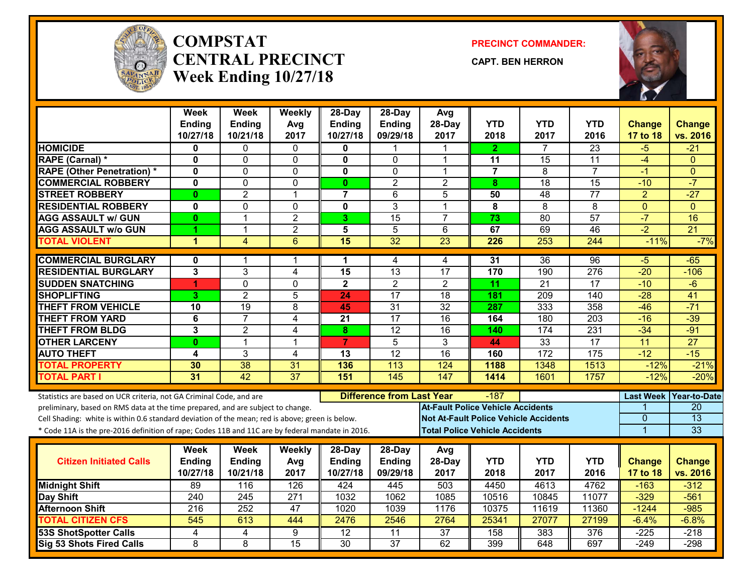# COMPSTAT CENTRAL PRECINCT
## Week Ending 10/27/18

**PRECINCT COMMANDER:**
**CAPT. BEN HERRON**

| | Week Ending 10/27/18 | Week Ending 10/21/18 | Weekly Avg 2017 | 28-Day Ending 10/27/18 | 28-Day Ending 09/29/18 | Avg 28-Day 2017 | YTD 2018 | YTD 2017 | YTD 2016 | Change 17 to 18 | Change vs. 2016 |
|---|---|---|---|---|---|---|---|---|---|---|---|
| HOMICIDE | 0 | 0 | 0 | 0 | 1 | 1 | 2 | 7 | 23 | -5 | -21 |
| RAPE (Carnal) * | 0 | 0 | 0 | 0 | 0 | 1 | 11 | 15 | 11 | -4 | 0 |
| RAPE (Other Penetration) * | 0 | 0 | 0 | 0 | 0 | 1 | 7 | 8 | 7 | -1 | 0 |
| COMMERCIAL ROBBERY | 0 | 0 | 0 | 0 | 2 | 2 | 8 | 18 | 15 | -10 | -7 |
| STREET ROBBERY | 0 | 2 | 1 | 7 | 6 | 5 | 50 | 48 | 77 | 2 | -27 |
| RESIDENTIAL ROBBERY | 0 | 0 | 0 | 0 | 3 | 1 | 8 | 8 | 8 | 0 | 0 |
| AGG ASSAULT w/ GUN | 0 | 1 | 2 | 3 | 15 | 7 | 73 | 80 | 57 | -7 | 16 |
| AGG ASSAULT w/o GUN | 1 | 1 | 2 | 5 | 5 | 6 | 67 | 69 | 46 | -2 | 21 |
| TOTAL VIOLENT | 1 | 4 | 6 | 15 | 32 | 23 | 226 | 253 | 244 | -11% | -7% |
| COMMERCIAL BURGLARY | 0 | 1 | 1 | 1 | 4 | 4 | 31 | 36 | 96 | -5 | -65 |
| RESIDENTIAL BURGLARY | 3 | 3 | 4 | 15 | 13 | 17 | 170 | 190 | 276 | -20 | -106 |
| SUDDEN SNATCHING | 1 | 0 | 0 | 2 | 2 | 2 | 11 | 21 | 17 | -10 | -6 |
| SHOPLIFTING | 3 | 2 | 5 | 24 | 17 | 18 | 181 | 209 | 140 | -28 | 41 |
| THEFT FROM VEHICLE | 10 | 19 | 8 | 45 | 31 | 32 | 287 | 333 | 358 | -46 | -71 |
| THEFT FROM YARD | 6 | 7 | 4 | 21 | 17 | 16 | 164 | 180 | 203 | -16 | -39 |
| THEFT FROM BLDG | 3 | 2 | 4 | 8 | 12 | 16 | 140 | 174 | 231 | -34 | -91 |
| OTHER LARCENY | 0 | 1 | 1 | 7 | 5 | 3 | 44 | 33 | 17 | 11 | 27 |
| AUTO THEFT | 4 | 3 | 4 | 13 | 12 | 16 | 160 | 172 | 175 | -12 | -15 |
| TOTAL PROPERTY | 30 | 38 | 31 | 136 | 113 | 124 | 1188 | 1348 | 1513 | -12% | -21% |
| TOTAL PART I | 31 | 42 | 37 | 151 | 145 | 147 | 1414 | 1601 | 1757 | -12% | -20% |

Statistics are based on UCR criteria, not GA Criminal Code, and are preliminary, based on RMS data at the time prepared, and are subject to change.
Cell Shading: white is within 0.6 standard deviation of the mean; red is above; green is below.
* Code 11A is the pre-2016 definition of rape; Codes 11B and 11C are by federal mandate in 2016.

**Difference from Last Year:** -187

| | Last Week | Year-to-Date |
|---|---|---|
| At-Fault Police Vehicle Accidents | 1 | 20 |
| Not At-Fault Police Vehicle Accidents | 0 | 13 |
| Total Police Vehicle Accidents | 1 | 33 |

| Citizen Initiated Calls | Week Ending 10/27/18 | Week Ending 10/21/18 | Weekly Avg 2017 | 28-Day Ending 10/27/18 | 28-Day Ending 09/29/18 | Avg 28-Day 2017 | YTD 2018 | YTD 2017 | YTD 2016 | Change 17 to 18 | Change vs. 2016 |
|---|---|---|---|---|---|---|---|---|---|---|---|
| Midnight Shift | 89 | 116 | 126 | 424 | 445 | 503 | 4450 | 4613 | 4762 | -163 | -312 |
| Day Shift | 240 | 245 | 271 | 1032 | 1062 | 1085 | 10516 | 10845 | 11077 | -329 | -561 |
| Afternoon Shift | 216 | 252 | 47 | 1020 | 1039 | 1176 | 10375 | 11619 | 11360 | -1244 | -985 |
| TOTAL CITIZEN CFS | 545 | 613 | 444 | 2476 | 2546 | 2764 | 25341 | 27077 | 27199 | -6.4% | -6.8% |
| 53S ShotSpotter Calls | 4 | 4 | 9 | 12 | 11 | 37 | 158 | 383 | 376 | -225 | -218 |
| Sig 53 Shots Fired Calls | 8 | 8 | 15 | 30 | 37 | 62 | 399 | 648 | 697 | -249 | -298 |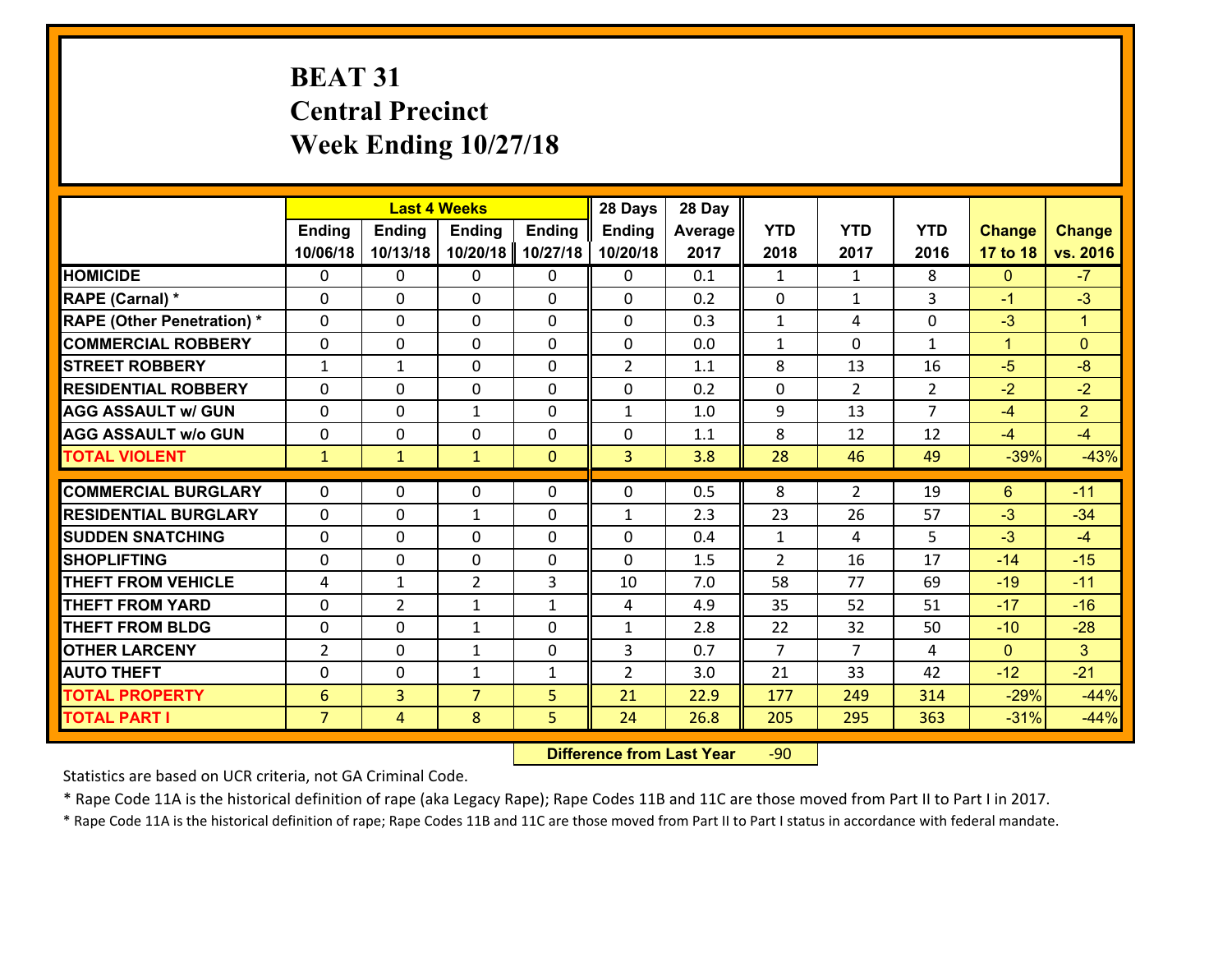# BEAT 31
# Central Precinct
# Week Ending 10/27/18

| | Last 4 Weeks | | | | 28 Days | 28 Day | | | | | |
|---|---|---|---|---|---|---|---|---|---|---|---|
| | Ending 10/06/18 | Ending 10/13/18 | Ending 10/20/18 | Ending 10/27/18 | Ending 10/20/18 | Average 2017 | YTD 2018 | YTD 2017 | YTD 2016 | Change 17 to 18 | Change vs. 2016 |
| HOMICIDE | 0 | 0 | 0 | 0 | 0 | 0.1 | 1 | 1 | 8 | 0 | -7 |
| RAPE (Carnal) * | 0 | 0 | 0 | 0 | 0 | 0.2 | 0 | 1 | 3 | -1 | -3 |
| RAPE (Other Penetration) * | 0 | 0 | 0 | 0 | 0 | 0.3 | 1 | 4 | 0 | -3 | 1 |
| COMMERCIAL ROBBERY | 0 | 0 | 0 | 0 | 0 | 0.0 | 1 | 0 | 1 | 1 | 0 |
| STREET ROBBERY | 1 | 1 | 0 | 0 | 2 | 1.1 | 8 | 13 | 16 | -5 | -8 |
| RESIDENTIAL ROBBERY | 0 | 0 | 0 | 0 | 0 | 0.2 | 0 | 2 | 2 | -2 | -2 |
| AGG ASSAULT w/ GUN | 0 | 0 | 1 | 0 | 1 | 1.0 | 9 | 13 | 7 | -4 | 2 |
| AGG ASSAULT w/o GUN | 0 | 0 | 0 | 0 | 0 | 1.1 | 8 | 12 | 12 | -4 | -4 |
| TOTAL VIOLENT | 1 | 1 | 1 | 0 | 3 | 3.8 | 28 | 46 | 49 | -39% | -43% |
| COMMERCIAL BURGLARY | 0 | 0 | 0 | 0 | 0 | 0.5 | 8 | 2 | 19 | 6 | -11 |
| RESIDENTIAL BURGLARY | 0 | 0 | 1 | 0 | 1 | 2.3 | 23 | 26 | 57 | -3 | -34 |
| SUDDEN SNATCHING | 0 | 0 | 0 | 0 | 0 | 0.4 | 1 | 4 | 5 | -3 | -4 |
| SHOPLIFTING | 0 | 0 | 0 | 0 | 0 | 1.5 | 2 | 16 | 17 | -14 | -15 |
| THEFT FROM VEHICLE | 4 | 1 | 2 | 3 | 10 | 7.0 | 58 | 77 | 69 | -19 | -11 |
| THEFT FROM YARD | 0 | 2 | 1 | 1 | 4 | 4.9 | 35 | 52 | 51 | -17 | -16 |
| THEFT FROM BLDG | 0 | 0 | 1 | 0 | 1 | 2.8 | 22 | 32 | 50 | -10 | -28 |
| OTHER LARCENY | 2 | 0 | 1 | 0 | 3 | 0.7 | 7 | 7 | 4 | 0 | 3 |
| AUTO THEFT | 0 | 0 | 1 | 1 | 2 | 3.0 | 21 | 33 | 42 | -12 | -21 |
| TOTAL PROPERTY | 6 | 3 | 7 | 5 | 21 | 22.9 | 177 | 249 | 314 | -29% | -44% |
| TOTAL PART I | 7 | 4 | 8 | 5 | 24 | 26.8 | 205 | 295 | 363 | -31% | -44% |

**Difference from Last Year** -90

Statistics are based on UCR criteria, not GA Criminal Code.

* Rape Code 11A is the historical definition of rape (aka Legacy Rape); Rape Codes 11B and 11C are those moved from Part II to Part I in 2017.

* Rape Code 11A is the historical definition of rape; Rape Codes 11B and 11C are those moved from Part II to Part I status in accordance with federal mandate.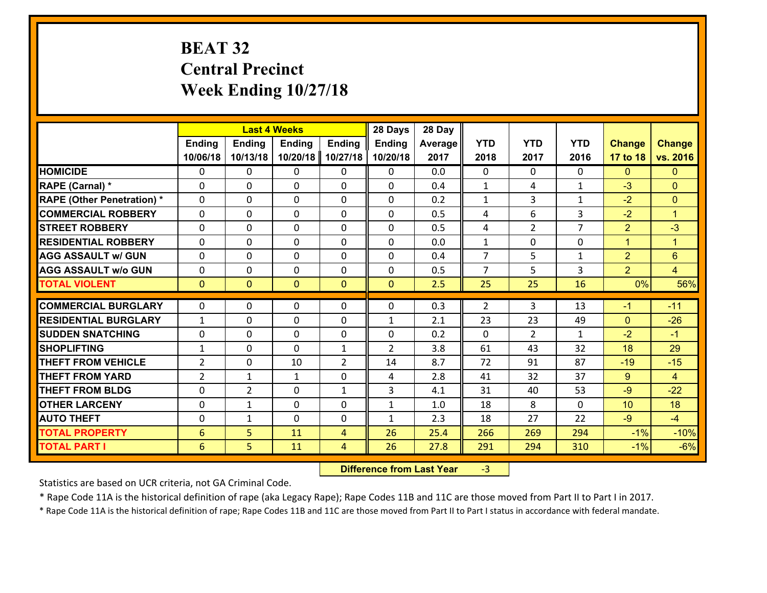# BEAT 32
## Central Precinct
## Week Ending 10/27/18

| | Last 4 Weeks | | | | 28 Days | 28 Day | | | | | |
|---|---|---|---|---|---|---|---|---|---|---|---|
| | Ending 10/06/18 | Ending 10/13/18 | Ending 10/20/18 | Ending 10/27/18 | Ending 10/20/18 | Average 2017 | YTD 2018 | YTD 2017 | YTD 2016 | Change 17 to 18 | Change vs. 2016 |
| HOMICIDE | 0 | 0 | 0 | 0 | 0 | 0.0 | 0 | 0 | 0 | 0 | 0 |
| RAPE (Carnal) * | 0 | 0 | 0 | 0 | 0 | 0.4 | 1 | 4 | 1 | -3 | 0 |
| RAPE (Other Penetration) * | 0 | 0 | 0 | 0 | 0 | 0.2 | 1 | 3 | 1 | -2 | 0 |
| COMMERCIAL ROBBERY | 0 | 0 | 0 | 0 | 0 | 0.5 | 4 | 6 | 3 | -2 | 1 |
| STREET ROBBERY | 0 | 0 | 0 | 0 | 0 | 0.5 | 4 | 2 | 7 | 2 | -3 |
| RESIDENTIAL ROBBERY | 0 | 0 | 0 | 0 | 0 | 0.0 | 1 | 0 | 0 | 1 | 1 |
| AGG ASSAULT w/ GUN | 0 | 0 | 0 | 0 | 0 | 0.4 | 7 | 5 | 1 | 2 | 6 |
| AGG ASSAULT w/o GUN | 0 | 0 | 0 | 0 | 0 | 0.5 | 7 | 5 | 3 | 2 | 4 |
| TOTAL VIOLENT | 0 | 0 | 0 | 0 | 0 | 2.5 | 25 | 25 | 16 | 0% | 56% |
| COMMERCIAL BURGLARY | 0 | 0 | 0 | 0 | 0 | 0.3 | 2 | 3 | 13 | -1 | -11 |
| RESIDENTIAL BURGLARY | 1 | 0 | 0 | 0 | 1 | 2.1 | 23 | 23 | 49 | 0 | -26 |
| SUDDEN SNATCHING | 0 | 0 | 0 | 0 | 0 | 0.2 | 0 | 2 | 1 | -2 | -1 |
| SHOPLIFTING | 1 | 0 | 0 | 1 | 2 | 3.8 | 61 | 43 | 32 | 18 | 29 |
| THEFT FROM VEHICLE | 2 | 0 | 10 | 2 | 14 | 8.7 | 72 | 91 | 87 | -19 | -15 |
| THEFT FROM YARD | 2 | 1 | 1 | 0 | 4 | 2.8 | 41 | 32 | 37 | 9 | 4 |
| THEFT FROM BLDG | 0 | 2 | 0 | 1 | 3 | 4.1 | 31 | 40 | 53 | -9 | -22 |
| OTHER LARCENY | 0 | 1 | 0 | 0 | 1 | 1.0 | 18 | 8 | 0 | 10 | 18 |
| AUTO THEFT | 0 | 1 | 0 | 0 | 1 | 2.3 | 18 | 27 | 22 | -9 | -4 |
| TOTAL PROPERTY | 6 | 5 | 11 | 4 | 26 | 25.4 | 266 | 269 | 294 | -1% | -10% |
| TOTAL PART I | 6 | 5 | 11 | 4 | 26 | 27.8 | 291 | 294 | 310 | -1% | -6% |

**Difference from Last Year** -3

Statistics are based on UCR criteria, not GA Criminal Code.

* Rape Code 11A is the historical definition of rape (aka Legacy Rape); Rape Codes 11B and 11C are those moved from Part II to Part I in 2017.

* Rape Code 11A is the historical definition of rape; Rape Codes 11B and 11C are those moved from Part II to Part I status in accordance with federal mandate.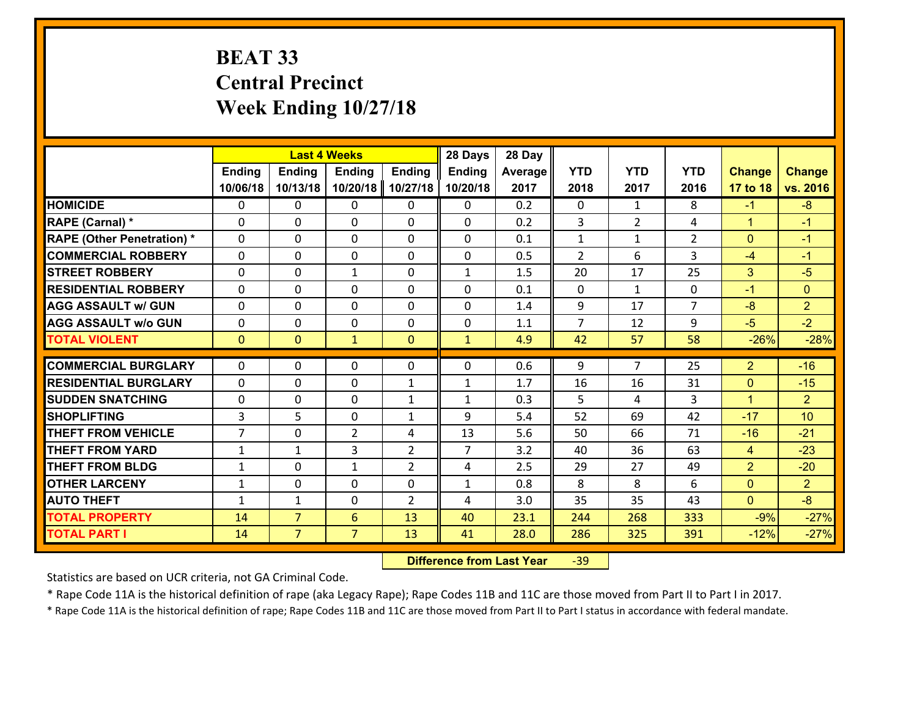# BEAT 33
## Central Precinct
## Week Ending 10/27/18

| | Last 4 Weeks | | | | 28 Days | 28 Day | | | | | |
|---|---|---|---|---|---|---|---|---|---|---|---|
| | Ending 10/06/18 | Ending 10/13/18 | Ending 10/20/18 | Ending 10/27/18 | Ending 10/20/18 | Average 2017 | YTD 2018 | YTD 2017 | YTD 2016 | Change 17 to 18 | Change vs. 2016 |
| **HOMICIDE** | 0 | 0 | 0 | 0 | 0 | 0.2 | 0 | 1 | 8 | -1 | -8 |
| **RAPE (Carnal) *** | 0 | 0 | 0 | 0 | 0 | 0.2 | 3 | 2 | 4 | 1 | -1 |
| **RAPE (Other Penetration) *** | 0 | 0 | 0 | 0 | 0 | 0.1 | 1 | 1 | 2 | 0 | -1 |
| **COMMERCIAL ROBBERY** | 0 | 0 | 0 | 0 | 0 | 0.5 | 2 | 6 | 3 | -4 | -1 |
| **STREET ROBBERY** | 0 | 0 | 1 | 0 | 1 | 1.5 | 20 | 17 | 25 | 3 | -5 |
| **RESIDENTIAL ROBBERY** | 0 | 0 | 0 | 0 | 0 | 0.1 | 0 | 1 | 0 | -1 | 0 |
| **AGG ASSAULT w/ GUN** | 0 | 0 | 0 | 0 | 0 | 1.4 | 9 | 17 | 7 | -8 | 2 |
| **AGG ASSAULT w/o GUN** | 0 | 0 | 0 | 0 | 0 | 1.1 | 7 | 12 | 9 | -5 | -2 |
| **TOTAL VIOLENT** | 0 | 0 | 1 | 0 | 1 | 4.9 | 42 | 57 | 58 | -26% | -28% |
| **COMMERCIAL BURGLARY** | 0 | 0 | 0 | 0 | 0 | 0.6 | 9 | 7 | 25 | 2 | -16 |
| **RESIDENTIAL BURGLARY** | 0 | 0 | 0 | 1 | 1 | 1.7 | 16 | 16 | 31 | 0 | -15 |
| **SUDDEN SNATCHING** | 0 | 0 | 0 | 1 | 1 | 0.3 | 5 | 4 | 3 | 1 | 2 |
| **SHOPLIFTING** | 3 | 5 | 0 | 1 | 9 | 5.4 | 52 | 69 | 42 | -17 | 10 |
| **THEFT FROM VEHICLE** | 7 | 0 | 2 | 4 | 13 | 5.6 | 50 | 66 | 71 | -16 | -21 |
| **THEFT FROM YARD** | 1 | 1 | 3 | 2 | 7 | 3.2 | 40 | 36 | 63 | 4 | -23 |
| **THEFT FROM BLDG** | 1 | 0 | 1 | 2 | 4 | 2.5 | 29 | 27 | 49 | 2 | -20 |
| **OTHER LARCENY** | 1 | 0 | 0 | 0 | 1 | 0.8 | 8 | 8 | 6 | 0 | 2 |
| **AUTO THEFT** | 1 | 1 | 0 | 2 | 4 | 3.0 | 35 | 35 | 43 | 0 | -8 |
| **TOTAL PROPERTY** | 14 | 7 | 6 | 13 | 40 | 23.1 | 244 | 268 | 333 | -9% | -27% |
| **TOTAL PART I** | 14 | 7 | 7 | 13 | 41 | 28.0 | 286 | 325 | 391 | -12% | -27% |

**Difference from Last Year** -39

Statistics are based on UCR criteria, not GA Criminal Code.

* Rape Code 11A is the historical definition of rape (aka Legacy Rape); Rape Codes 11B and 11C are those moved from Part II to Part I in 2017.

* Rape Code 11A is the historical definition of rape; Rape Codes 11B and 11C are those moved from Part II to Part I status in accordance with federal mandate.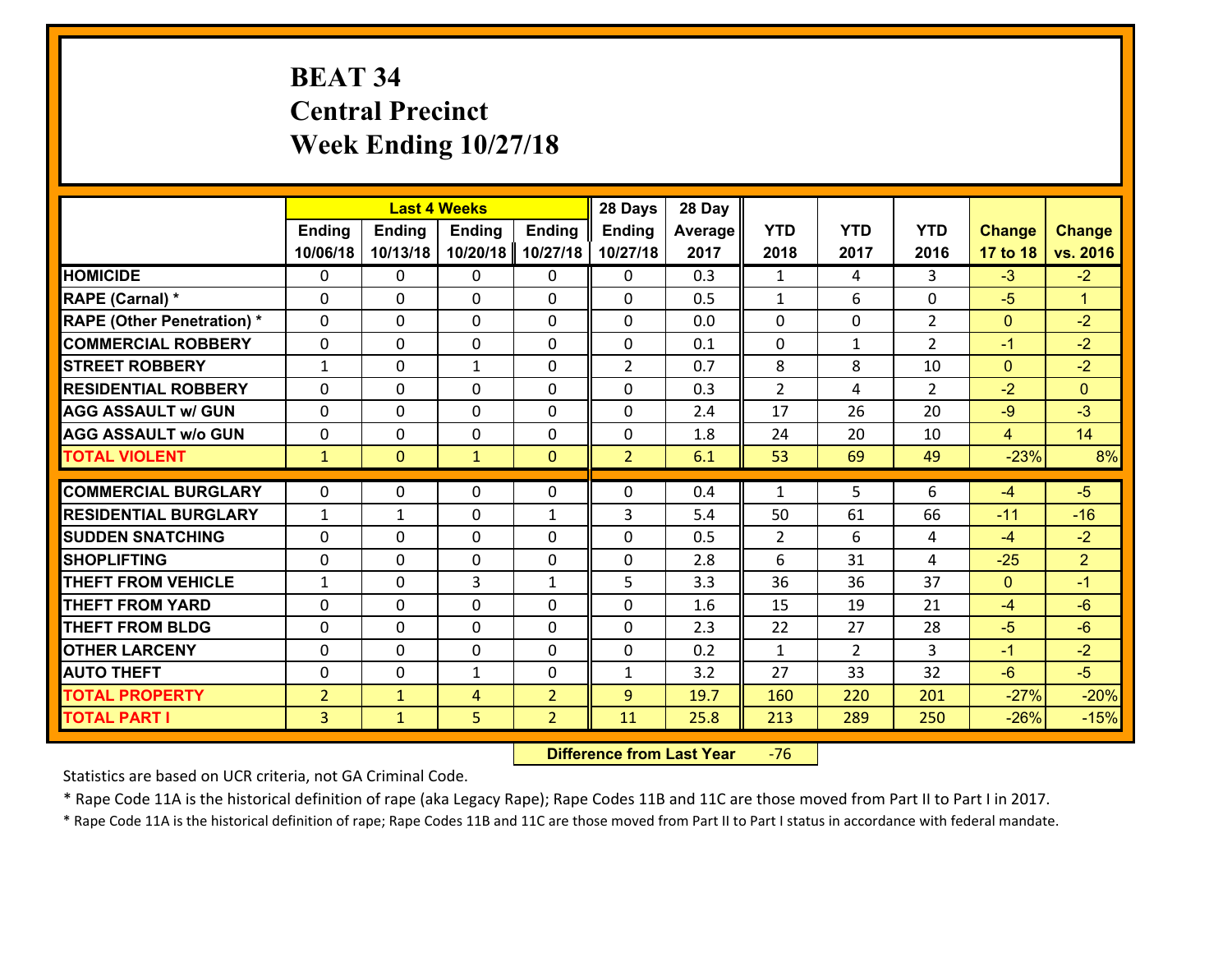# BEAT 34
# Central Precinct
# Week Ending 10/27/18

| | Last 4 Weeks | | | | 28 Days | 28 Day | | | | | |
|---|---|---|---|---|---|---|---|---|---|---|---|
| | Ending 10/06/18 | Ending 10/13/18 | Ending 10/20/18 | Ending 10/27/18 | Ending 10/27/18 | Average 2017 | YTD 2018 | YTD 2017 | YTD 2016 | Change 17 to 18 | Change vs. 2016 |
| HOMICIDE | 0 | 0 | 0 | 0 | 0 | 0.3 | 1 | 4 | 3 | -3 | -2 |
| RAPE (Carnal) * | 0 | 0 | 0 | 0 | 0 | 0.5 | 1 | 6 | 0 | -5 | 1 |
| RAPE (Other Penetration) * | 0 | 0 | 0 | 0 | 0 | 0.0 | 0 | 0 | 2 | 0 | -2 |
| COMMERCIAL ROBBERY | 0 | 0 | 0 | 0 | 0 | 0.1 | 0 | 1 | 2 | -1 | -2 |
| STREET ROBBERY | 1 | 0 | 1 | 0 | 2 | 0.7 | 8 | 8 | 10 | 0 | -2 |
| RESIDENTIAL ROBBERY | 0 | 0 | 0 | 0 | 0 | 0.3 | 2 | 4 | 2 | -2 | 0 |
| AGG ASSAULT w/ GUN | 0 | 0 | 0 | 0 | 0 | 2.4 | 17 | 26 | 20 | -9 | -3 |
| AGG ASSAULT w/o GUN | 0 | 0 | 0 | 0 | 0 | 1.8 | 24 | 20 | 10 | 4 | 14 |
| TOTAL VIOLENT | 1 | 0 | 1 | 0 | 2 | 6.1 | 53 | 69 | 49 | -23% | 8% |
| COMMERCIAL BURGLARY | 0 | 0 | 0 | 0 | 0 | 0.4 | 1 | 5 | 6 | -4 | -5 |
| RESIDENTIAL BURGLARY | 1 | 1 | 0 | 1 | 3 | 5.4 | 50 | 61 | 66 | -11 | -16 |
| SUDDEN SNATCHING | 0 | 0 | 0 | 0 | 0 | 0.5 | 2 | 6 | 4 | -4 | -2 |
| SHOPLIFTING | 0 | 0 | 0 | 0 | 0 | 2.8 | 6 | 31 | 4 | -25 | 2 |
| THEFT FROM VEHICLE | 1 | 0 | 3 | 1 | 5 | 3.3 | 36 | 36 | 37 | 0 | -1 |
| THEFT FROM YARD | 0 | 0 | 0 | 0 | 0 | 1.6 | 15 | 19 | 21 | -4 | -6 |
| THEFT FROM BLDG | 0 | 0 | 0 | 0 | 0 | 2.3 | 22 | 27 | 28 | -5 | -6 |
| OTHER LARCENY | 0 | 0 | 0 | 0 | 0 | 0.2 | 1 | 2 | 3 | -1 | -2 |
| AUTO THEFT | 0 | 0 | 1 | 0 | 1 | 3.2 | 27 | 33 | 32 | -6 | -5 |
| TOTAL PROPERTY | 2 | 1 | 4 | 2 | 9 | 19.7 | 160 | 220 | 201 | -27% | -20% |
| TOTAL PART I | 3 | 1 | 5 | 2 | 11 | 25.8 | 213 | 289 | 250 | -26% | -15% |

**Difference from Last Year** -76

Statistics are based on UCR criteria, not GA Criminal Code.

* Rape Code 11A is the historical definition of rape (aka Legacy Rape); Rape Codes 11B and 11C are those moved from Part II to Part I in 2017.

* Rape Code 11A is the historical definition of rape; Rape Codes 11B and 11C are those moved from Part II to Part I status in accordance with federal mandate.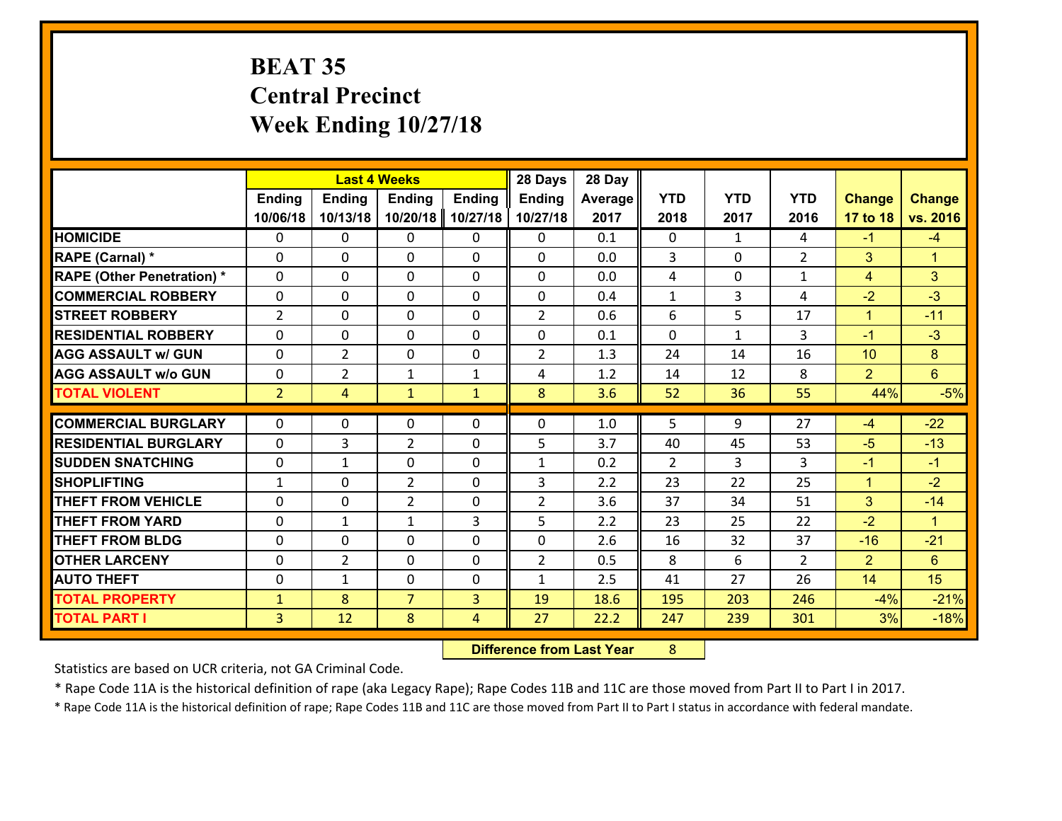# BEAT 35
## Central Precinct
## Week Ending 10/27/18

| | Last 4 Weeks | | | | 28 Days | 28 Day | YTD | YTD | YTD | Change | Change |
|---|---|---|---|---|---|---|---|---|---|---|---|
| | Ending 10/06/18 | Ending 10/13/18 | Ending 10/20/18 | Ending 10/27/18 | Ending 10/27/18 | Average 2017 | 2018 | 2017 | 2016 | 17 to 18 | vs. 2016 |
| **HOMICIDE** | 0 | 0 | 0 | 0 | 0 | 0.1 | 0 | 1 | 4 | -1 | -4 |
| **RAPE (Carnal) *** | 0 | 0 | 0 | 0 | 0 | 0.0 | 3 | 0 | 2 | 3 | 1 |
| **RAPE (Other Penetration) *** | 0 | 0 | 0 | 0 | 0 | 0.0 | 4 | 0 | 1 | 4 | 3 |
| **COMMERCIAL ROBBERY** | 0 | 0 | 0 | 0 | 0 | 0.4 | 1 | 3 | 4 | -2 | -3 |
| **STREET ROBBERY** | 2 | 0 | 0 | 0 | 2 | 0.6 | 6 | 5 | 17 | 1 | -11 |
| **RESIDENTIAL ROBBERY** | 0 | 0 | 0 | 0 | 0 | 0.1 | 0 | 1 | 3 | -1 | -3 |
| **AGG ASSAULT w/ GUN** | 0 | 2 | 0 | 0 | 2 | 1.3 | 24 | 14 | 16 | 10 | 8 |
| **AGG ASSAULT w/o GUN** | 0 | 2 | 1 | 1 | 4 | 1.2 | 14 | 12 | 8 | 2 | 6 |
| **TOTAL VIOLENT** | 2 | 4 | 1 | 1 | 8 | 3.6 | 52 | 36 | 55 | 44% | -5% |
| **COMMERCIAL BURGLARY** | 0 | 0 | 0 | 0 | 0 | 1.0 | 5 | 9 | 27 | -4 | -22 |
| **RESIDENTIAL BURGLARY** | 0 | 3 | 2 | 0 | 5 | 3.7 | 40 | 45 | 53 | -5 | -13 |
| **SUDDEN SNATCHING** | 0 | 1 | 0 | 0 | 1 | 0.2 | 2 | 3 | 3 | -1 | -1 |
| **SHOPLIFTING** | 1 | 0 | 2 | 0 | 3 | 2.2 | 23 | 22 | 25 | 1 | -2 |
| **THEFT FROM VEHICLE** | 0 | 0 | 2 | 0 | 2 | 3.6 | 37 | 34 | 51 | 3 | -14 |
| **THEFT FROM YARD** | 0 | 1 | 1 | 3 | 5 | 2.2 | 23 | 25 | 22 | -2 | 1 |
| **THEFT FROM BLDG** | 0 | 0 | 0 | 0 | 0 | 2.6 | 16 | 32 | 37 | -16 | -21 |
| **OTHER LARCENY** | 0 | 2 | 0 | 0 | 2 | 0.5 | 8 | 6 | 2 | 2 | 6 |
| **AUTO THEFT** | 0 | 1 | 0 | 0 | 1 | 2.5 | 41 | 27 | 26 | 14 | 15 |
| **TOTAL PROPERTY** | 1 | 8 | 7 | 3 | 19 | 18.6 | 195 | 203 | 246 | -4% | -21% |
| **TOTAL PART I** | 3 | 12 | 8 | 4 | 27 | 22.2 | 247 | 239 | 301 | 3% | -18% |

**Difference from Last Year** 8

Statistics are based on UCR criteria, not GA Criminal Code.

* Rape Code 11A is the historical definition of rape (aka Legacy Rape); Rape Codes 11B and 11C are those moved from Part II to Part I in 2017.

* Rape Code 11A is the historical definition of rape; Rape Codes 11B and 11C are those moved from Part II to Part I status in accordance with federal mandate.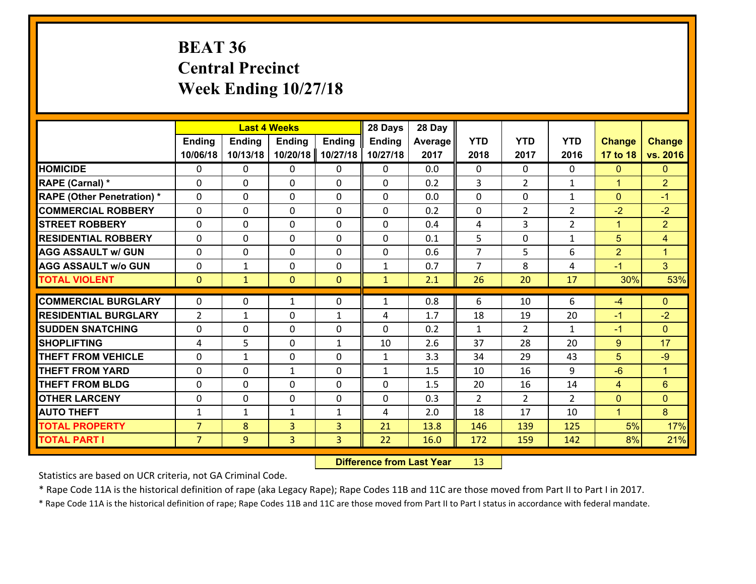# BEAT 36
# Central Precinct
# Week Ending 10/27/18

| | Last 4 Weeks | | | | 28 Days | 28 Day | | | | | |
|---|---|---|---|---|---|---|---|---|---|---|---|
| | Ending 10/06/18 | Ending 10/13/18 | Ending 10/20/18 | Ending 10/27/18 | Ending 10/27/18 | Average 2017 | YTD 2018 | YTD 2017 | YTD 2016 | Change 17 to 18 | Change vs. 2016 |
| **HOMICIDE** | 0 | 0 | 0 | 0 | 0 | 0.0 | 0 | 0 | 0 | 0 | 0 |
| **RAPE (Carnal) *** | 0 | 0 | 0 | 0 | 0 | 0.2 | 3 | 2 | 1 | 1 | 2 |
| **RAPE (Other Penetration) *** | 0 | 0 | 0 | 0 | 0 | 0.0 | 0 | 0 | 1 | 0 | -1 |
| **COMMERCIAL ROBBERY** | 0 | 0 | 0 | 0 | 0 | 0.2 | 0 | 2 | 2 | -2 | -2 |
| **STREET ROBBERY** | 0 | 0 | 0 | 0 | 0 | 0.4 | 4 | 3 | 2 | 1 | 2 |
| **RESIDENTIAL ROBBERY** | 0 | 0 | 0 | 0 | 0 | 0.1 | 5 | 0 | 1 | 5 | 4 |
| **AGG ASSAULT w/ GUN** | 0 | 0 | 0 | 0 | 0 | 0.6 | 7 | 5 | 6 | 2 | 1 |
| **AGG ASSAULT w/o GUN** | 0 | 1 | 0 | 0 | 1 | 0.7 | 7 | 8 | 4 | -1 | 3 |
| **TOTAL VIOLENT** | 0 | 1 | 0 | 0 | 1 | 2.1 | 26 | 20 | 17 | 30% | 53% |
| **COMMERCIAL BURGLARY** | 0 | 0 | 1 | 0 | 1 | 0.8 | 6 | 10 | 6 | -4 | 0 |
| **RESIDENTIAL BURGLARY** | 2 | 1 | 0 | 1 | 4 | 1.7 | 18 | 19 | 20 | -1 | -2 |
| **SUDDEN SNATCHING** | 0 | 0 | 0 | 0 | 0 | 0.2 | 1 | 2 | 1 | -1 | 0 |
| **SHOPLIFTING** | 4 | 5 | 0 | 1 | 10 | 2.6 | 37 | 28 | 20 | 9 | 17 |
| **THEFT FROM VEHICLE** | 0 | 1 | 0 | 0 | 1 | 3.3 | 34 | 29 | 43 | 5 | -9 |
| **THEFT FROM YARD** | 0 | 0 | 1 | 0 | 1 | 1.5 | 10 | 16 | 9 | -6 | 1 |
| **THEFT FROM BLDG** | 0 | 0 | 0 | 0 | 0 | 1.5 | 20 | 16 | 14 | 4 | 6 |
| **OTHER LARCENY** | 0 | 0 | 0 | 0 | 0 | 0.3 | 2 | 2 | 2 | 0 | 0 |
| **AUTO THEFT** | 1 | 1 | 1 | 1 | 4 | 2.0 | 18 | 17 | 10 | 1 | 8 |
| **TOTAL PROPERTY** | 7 | 8 | 3 | 3 | 21 | 13.8 | 146 | 139 | 125 | 5% | 17% |
| **TOTAL PART I** | 7 | 9 | 3 | 3 | 22 | 16.0 | 172 | 159 | 142 | 8% | 21% |

**Difference from Last Year** 13

Statistics are based on UCR criteria, not GA Criminal Code.

* Rape Code 11A is the historical definition of rape (aka Legacy Rape); Rape Codes 11B and 11C are those moved from Part II to Part I in 2017.

* Rape Code 11A is the historical definition of rape; Rape Codes 11B and 11C are those moved from Part II to Part I status in accordance with federal mandate.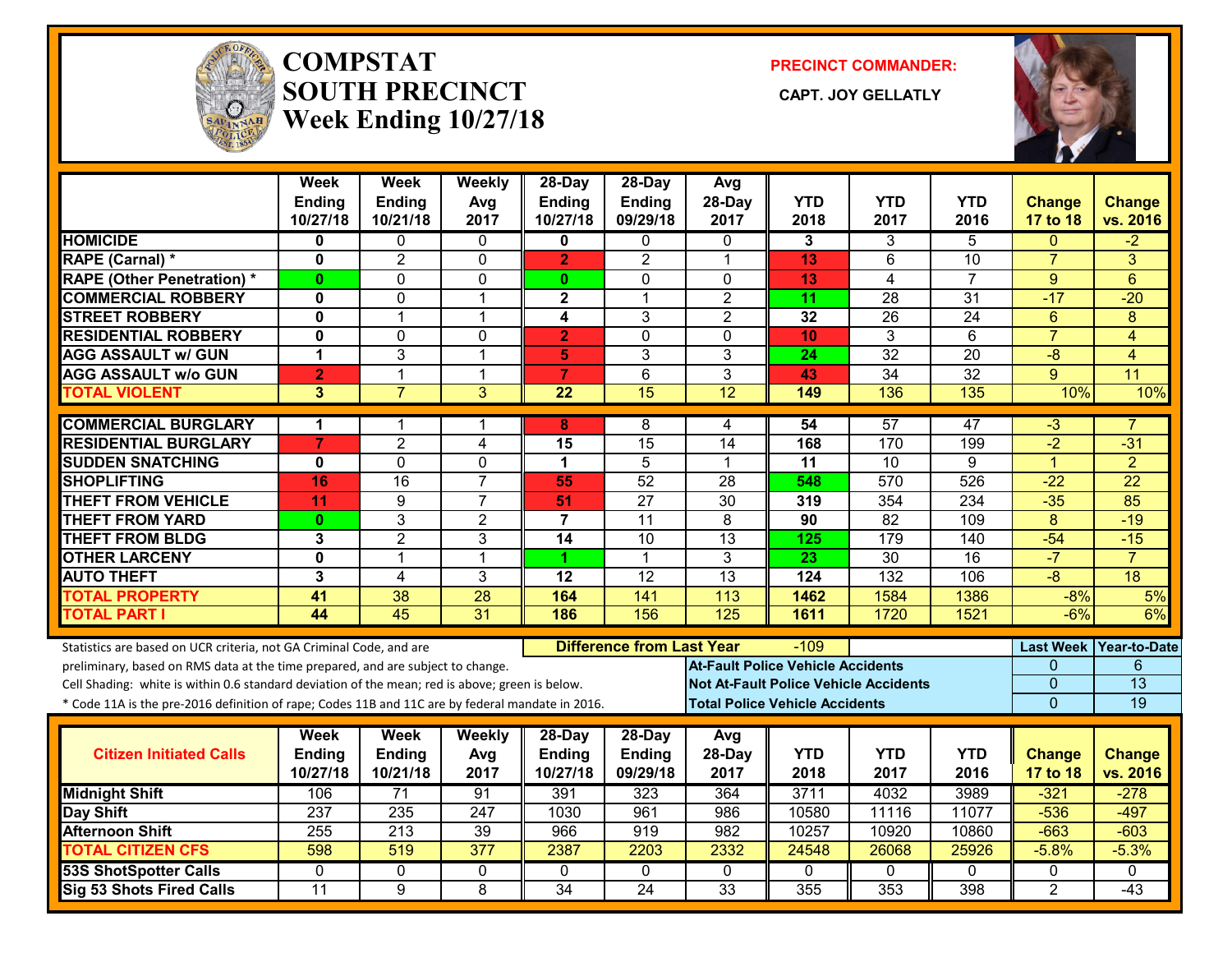# COMPSTAT
# SOUTH PRECINCT
# Week Ending 10/27/18

**PRECINCT COMMANDER:**

**CAPT. JOY GELLATLY**

| | Week Ending 10/27/18 | Week Ending 10/21/18 | Weekly Avg 2017 | 28-Day Ending 10/27/18 | 28-Day Ending 09/29/18 | Avg 28-Day 2017 | YTD 2018 | YTD 2017 | YTD 2016 | Change 17 to 18 | Change vs. 2016 |
|---|---|---|---|---|---|---|---|---|---|---|---|
| HOMICIDE | 0 | 0 | 0 | 0 | 0 | 0 | 3 | 3 | 5 | 0 | -2 |
| RAPE (Carnal) * | 0 | 2 | 0 | 2 | 2 | 1 | 13 | 6 | 10 | 7 | 3 |
| RAPE (Other Penetration) * | 0 | 0 | 0 | 0 | 0 | 0 | 13 | 4 | 7 | 9 | 6 |
| COMMERCIAL ROBBERY | 0 | 0 | 1 | 2 | 1 | 2 | 11 | 28 | 31 | -17 | -20 |
| STREET ROBBERY | 0 | 1 | 1 | 4 | 3 | 2 | 32 | 26 | 24 | 6 | 8 |
| RESIDENTIAL ROBBERY | 0 | 0 | 0 | 2 | 0 | 0 | 10 | 3 | 6 | 7 | 4 |
| AGG ASSAULT w/ GUN | 1 | 3 | 1 | 5 | 3 | 3 | 24 | 32 | 20 | -8 | 4 |
| AGG ASSAULT w/o GUN | 2 | 1 | 1 | 7 | 6 | 3 | 43 | 34 | 32 | 9 | 11 |
| TOTAL VIOLENT | 3 | 7 | 3 | 22 | 15 | 12 | 149 | 136 | 135 | 10% | 10% |
| COMMERCIAL BURGLARY | 1 | 1 | 1 | 8 | 8 | 4 | 54 | 57 | 47 | -3 | 7 |
| RESIDENTIAL BURGLARY | 7 | 2 | 4 | 15 | 15 | 14 | 168 | 170 | 199 | -2 | -31 |
| SUDDEN SNATCHING | 0 | 0 | 0 | 1 | 5 | 1 | 11 | 10 | 9 | 1 | 2 |
| SHOPLIFTING | 16 | 16 | 7 | 55 | 52 | 28 | 548 | 570 | 526 | -22 | 22 |
| THEFT FROM VEHICLE | 11 | 9 | 7 | 51 | 27 | 30 | 319 | 354 | 234 | -35 | 85 |
| THEFT FROM YARD | 0 | 3 | 2 | 7 | 11 | 8 | 90 | 82 | 109 | 8 | -19 |
| THEFT FROM BLDG | 3 | 2 | 3 | 14 | 10 | 13 | 125 | 179 | 140 | -54 | -15 |
| OTHER LARCENY | 0 | 1 | 1 | 1 | 1 | 3 | 23 | 30 | 16 | -7 | 7 |
| AUTO THEFT | 3 | 4 | 3 | 12 | 12 | 13 | 124 | 132 | 106 | -8 | 18 |
| TOTAL PROPERTY | 41 | 38 | 28 | 164 | 141 | 113 | 1462 | 1584 | 1386 | -8% | 5% |
| TOTAL PART I | 44 | 45 | 31 | 186 | 156 | 125 | 1611 | 1720 | 1521 | -6% | 6% |

Statistics are based on UCR criteria, not GA Criminal Code, and are preliminary, based on RMS data at the time prepared, and are subject to change.
Cell Shading: white is within 0.6 standard deviation of the mean; red is above; green is below.
* Code 11A is the pre-2016 definition of rape; Codes 11B and 11C are by federal mandate in 2016.

**Difference from Last Year:** -109

| | Last Week | Year-to-Date |
|---|---|---|
| At-Fault Police Vehicle Accidents | 0 | 6 |
| Not At-Fault Police Vehicle Accidents | 0 | 13 |
| Total Police Vehicle Accidents | 0 | 19 |

| Citizen Initiated Calls | Week Ending 10/27/18 | Week Ending 10/21/18 | Weekly Avg 2017 | 28-Day Ending 10/27/18 | 28-Day Ending 09/29/18 | Avg 28-Day 2017 | YTD 2018 | YTD 2017 | YTD 2016 | Change 17 to 18 | Change vs. 2016 |
|---|---|---|---|---|---|---|---|---|---|---|---|
| Midnight Shift | 106 | 71 | 91 | 391 | 323 | 364 | 3711 | 4032 | 3989 | -321 | -278 |
| Day Shift | 237 | 235 | 247 | 1030 | 961 | 986 | 10580 | 11116 | 11077 | -536 | -497 |
| Afternoon Shift | 255 | 213 | 39 | 966 | 919 | 982 | 10257 | 10920 | 10860 | -663 | -603 |
| TOTAL CITIZEN CFS | 598 | 519 | 377 | 2387 | 2203 | 2332 | 24548 | 26068 | 25926 | -5.8% | -5.3% |
| 53S ShotSpotter Calls | 0 | 0 | 0 | 0 | 0 | 0 | 0 | 0 | 0 | 0 | 0 |
| Sig 53 Shots Fired Calls | 11 | 9 | 8 | 34 | 24 | 33 | 355 | 353 | 398 | 2 | -43 |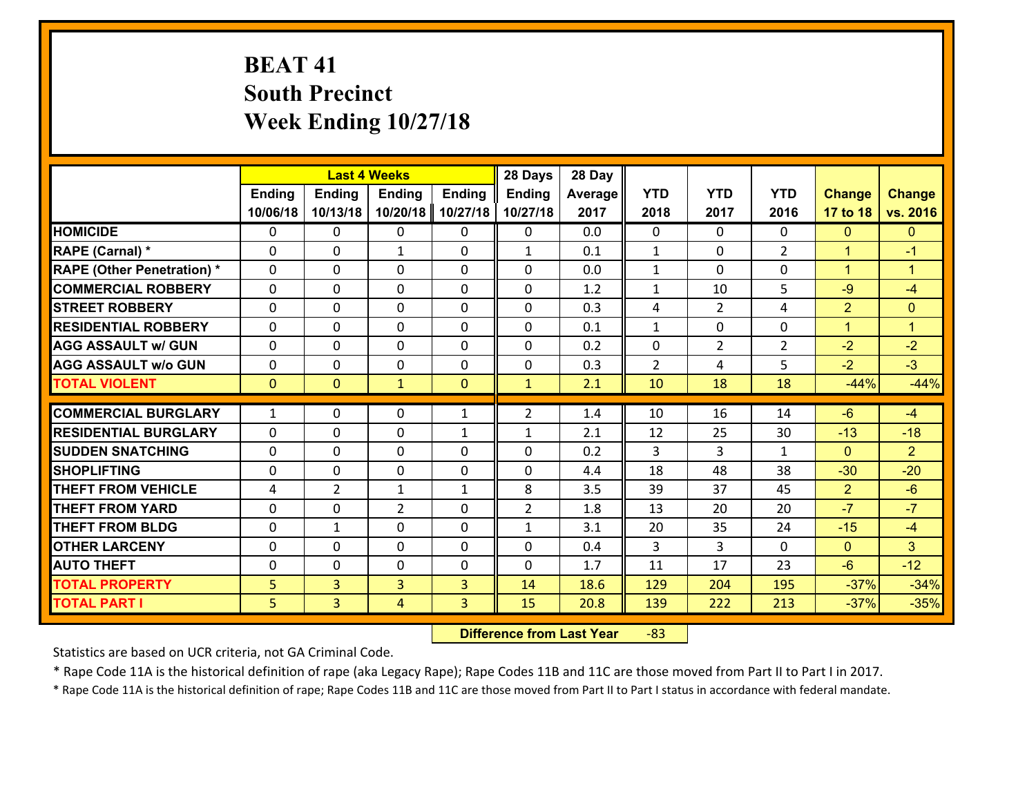# BEAT 41
## South Precinct
## Week Ending 10/27/18

| | Last 4 Weeks | | | | 28 Days | 28 Day | | | | | |
|---|---|---|---|---|---|---|---|---|---|---|---|
| | Ending 10/06/18 | Ending 10/13/18 | Ending 10/20/18 | Ending 10/27/18 | Ending 10/27/18 | Average 2017 | YTD 2018 | YTD 2017 | YTD 2016 | Change 17 to 18 | Change vs. 2016 |
| HOMICIDE | 0 | 0 | 0 | 0 | 0 | 0.0 | 0 | 0 | 0 | 0 | 0 |
| RAPE (Carnal) * | 0 | 0 | 1 | 0 | 1 | 0.1 | 1 | 0 | 2 | 1 | -1 |
| RAPE (Other Penetration) * | 0 | 0 | 0 | 0 | 0 | 0.0 | 1 | 0 | 0 | 1 | 1 |
| COMMERCIAL ROBBERY | 0 | 0 | 0 | 0 | 0 | 1.2 | 1 | 10 | 5 | -9 | -4 |
| STREET ROBBERY | 0 | 0 | 0 | 0 | 0 | 0.3 | 4 | 2 | 4 | 2 | 0 |
| RESIDENTIAL ROBBERY | 0 | 0 | 0 | 0 | 0 | 0.1 | 1 | 0 | 0 | 1 | 1 |
| AGG ASSAULT w/ GUN | 0 | 0 | 0 | 0 | 0 | 0.2 | 0 | 2 | 2 | -2 | -2 |
| AGG ASSAULT w/o GUN | 0 | 0 | 0 | 0 | 0 | 0.3 | 2 | 4 | 5 | -2 | -3 |
| TOTAL VIOLENT | 0 | 0 | 1 | 0 | 1 | 2.1 | 10 | 18 | 18 | -44% | -44% |
| COMMERCIAL BURGLARY | 1 | 0 | 0 | 1 | 2 | 1.4 | 10 | 16 | 14 | -6 | -4 |
| RESIDENTIAL BURGLARY | 0 | 0 | 0 | 1 | 1 | 2.1 | 12 | 25 | 30 | -13 | -18 |
| SUDDEN SNATCHING | 0 | 0 | 0 | 0 | 0 | 0.2 | 3 | 3 | 1 | 0 | 2 |
| SHOPLIFTING | 0 | 0 | 0 | 0 | 0 | 4.4 | 18 | 48 | 38 | -30 | -20 |
| THEFT FROM VEHICLE | 4 | 2 | 1 | 1 | 8 | 3.5 | 39 | 37 | 45 | 2 | -6 |
| THEFT FROM YARD | 0 | 0 | 2 | 0 | 2 | 1.8 | 13 | 20 | 20 | -7 | -7 |
| THEFT FROM BLDG | 0 | 1 | 0 | 0 | 1 | 3.1 | 20 | 35 | 24 | -15 | -4 |
| OTHER LARCENY | 0 | 0 | 0 | 0 | 0 | 0.4 | 3 | 3 | 0 | 0 | 3 |
| AUTO THEFT | 0 | 0 | 0 | 0 | 0 | 1.7 | 11 | 17 | 23 | -6 | -12 |
| TOTAL PROPERTY | 5 | 3 | 3 | 3 | 14 | 18.6 | 129 | 204 | 195 | -37% | -34% |
| TOTAL PART I | 5 | 3 | 4 | 3 | 15 | 20.8 | 139 | 222 | 213 | -37% | -35% |

**Difference from Last Year** -83

Statistics are based on UCR criteria, not GA Criminal Code.

* Rape Code 11A is the historical definition of rape (aka Legacy Rape); Rape Codes 11B and 11C are those moved from Part II to Part I in 2017.

* Rape Code 11A is the historical definition of rape; Rape Codes 11B and 11C are those moved from Part II to Part I status in accordance with federal mandate.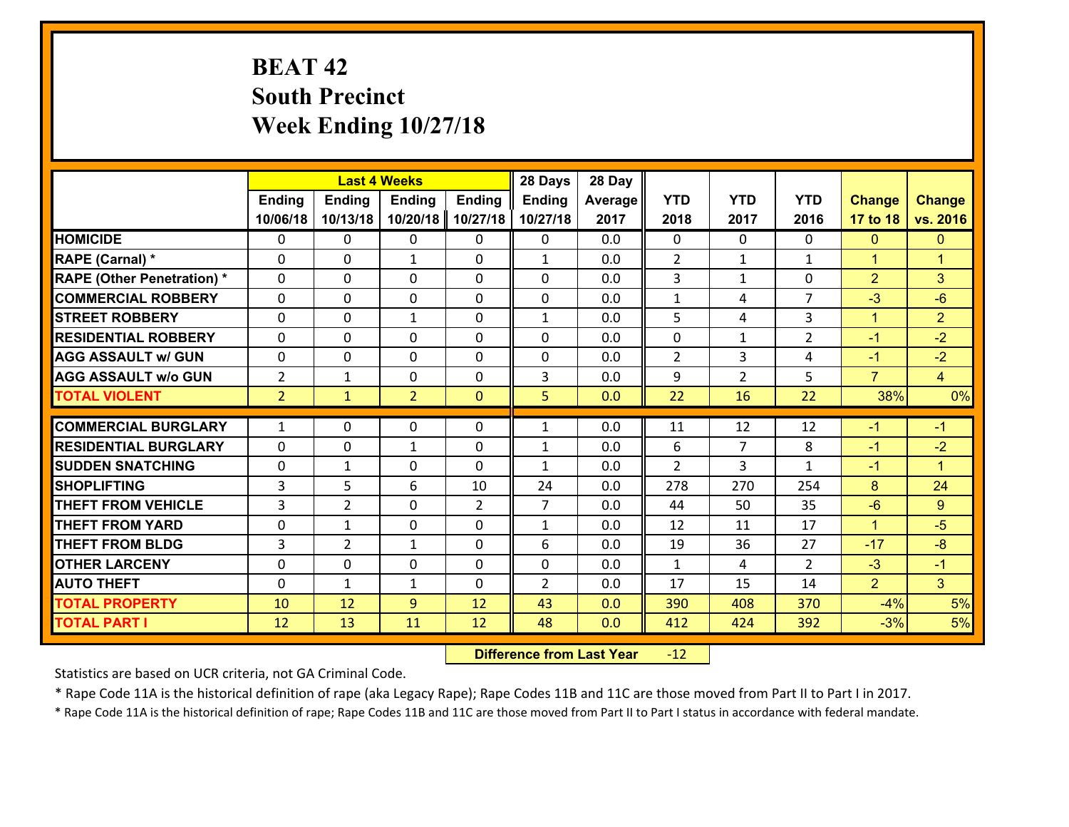# BEAT 42
## South Precinct
## Week Ending 10/27/18

| | Last 4 Weeks | | | | 28 Days | 28 Day | | | | | |
|---|---|---|---|---|---|---|---|---|---|---|---|
| | Ending 10/06/18 | Ending 10/13/18 | Ending 10/20/18 | Ending 10/27/18 | Ending 10/27/18 | Average 2017 | YTD 2018 | YTD 2017 | YTD 2016 | Change 17 to 18 | Change vs. 2016 |
| HOMICIDE | 0 | 0 | 0 | 0 | 0 | 0.0 | 0 | 0 | 0 | 0 | 0 |
| RAPE (Carnal) * | 0 | 0 | 1 | 0 | 1 | 0.0 | 2 | 1 | 1 | 1 | 1 |
| RAPE (Other Penetration) * | 0 | 0 | 0 | 0 | 0 | 0.0 | 3 | 1 | 0 | 2 | 3 |
| COMMERCIAL ROBBERY | 0 | 0 | 0 | 0 | 0 | 0.0 | 1 | 4 | 7 | -3 | -6 |
| STREET ROBBERY | 0 | 0 | 1 | 0 | 1 | 0.0 | 5 | 4 | 3 | 1 | 2 |
| RESIDENTIAL ROBBERY | 0 | 0 | 0 | 0 | 0 | 0.0 | 0 | 1 | 2 | -1 | -2 |
| AGG ASSAULT w/ GUN | 0 | 0 | 0 | 0 | 0 | 0.0 | 2 | 3 | 4 | -1 | -2 |
| AGG ASSAULT w/o GUN | 2 | 1 | 0 | 0 | 3 | 0.0 | 9 | 2 | 5 | 7 | 4 |
| TOTAL VIOLENT | 2 | 1 | 2 | 0 | 5 | 0.0 | 22 | 16 | 22 | 38% | 0% |
| COMMERCIAL BURGLARY | 1 | 0 | 0 | 0 | 1 | 0.0 | 11 | 12 | 12 | -1 | -1 |
| RESIDENTIAL BURGLARY | 0 | 0 | 1 | 0 | 1 | 0.0 | 6 | 7 | 8 | -1 | -2 |
| SUDDEN SNATCHING | 0 | 1 | 0 | 0 | 1 | 0.0 | 2 | 3 | 1 | -1 | 1 |
| SHOPLIFTING | 3 | 5 | 6 | 10 | 24 | 0.0 | 278 | 270 | 254 | 8 | 24 |
| THEFT FROM VEHICLE | 3 | 2 | 0 | 2 | 7 | 0.0 | 44 | 50 | 35 | -6 | 9 |
| THEFT FROM YARD | 0 | 1 | 0 | 0 | 1 | 0.0 | 12 | 11 | 17 | 1 | -5 |
| THEFT FROM BLDG | 3 | 2 | 1 | 0 | 6 | 0.0 | 19 | 36 | 27 | -17 | -8 |
| OTHER LARCENY | 0 | 0 | 0 | 0 | 0 | 0.0 | 1 | 4 | 2 | -3 | -1 |
| AUTO THEFT | 0 | 1 | 1 | 0 | 2 | 0.0 | 17 | 15 | 14 | 2 | 3 |
| TOTAL PROPERTY | 10 | 12 | 9 | 12 | 43 | 0.0 | 390 | 408 | 370 | -4% | 5% |
| TOTAL PART I | 12 | 13 | 11 | 12 | 48 | 0.0 | 412 | 424 | 392 | -3% | 5% |

**Difference from Last Year** -12

Statistics are based on UCR criteria, not GA Criminal Code.

* Rape Code 11A is the historical definition of rape (aka Legacy Rape); Rape Codes 11B and 11C are those moved from Part II to Part I in 2017.

* Rape Code 11A is the historical definition of rape; Rape Codes 11B and 11C are those moved from Part II to Part I status in accordance with federal mandate.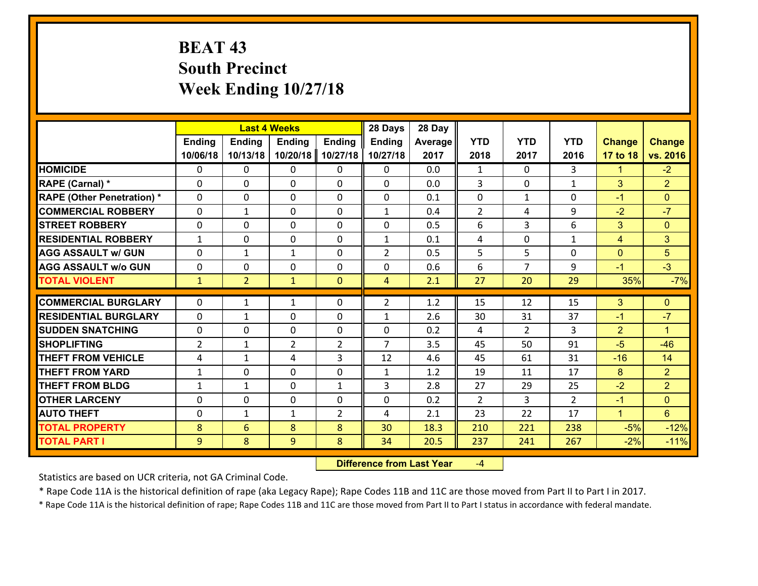# BEAT 43
## South Precinct
## Week Ending 10/27/18

| | Last 4 Weeks | | | | 28 Days | 28 Day | | | | | |
|---|---|---|---|---|---|---|---|---|---|---|---|
| | Ending 10/06/18 | Ending 10/13/18 | Ending 10/20/18 | Ending 10/27/18 | Ending 10/27/18 | Average 2017 | YTD 2018 | YTD 2017 | YTD 2016 | Change 17 to 18 | Change vs. 2016 |
| HOMICIDE | 0 | 0 | 0 | 0 | 0 | 0.0 | 1 | 0 | 3 | 1 | -2 |
| RAPE (Carnal) * | 0 | 0 | 0 | 0 | 0 | 0.0 | 3 | 0 | 1 | 3 | 2 |
| RAPE (Other Penetration) * | 0 | 0 | 0 | 0 | 0 | 0.1 | 0 | 1 | 0 | -1 | 0 |
| COMMERCIAL ROBBERY | 0 | 1 | 0 | 0 | 1 | 0.4 | 2 | 4 | 9 | -2 | -7 |
| STREET ROBBERY | 0 | 0 | 0 | 0 | 0 | 0.5 | 6 | 3 | 6 | 3 | 0 |
| RESIDENTIAL ROBBERY | 1 | 0 | 0 | 0 | 1 | 0.1 | 4 | 0 | 1 | 4 | 3 |
| AGG ASSAULT w/ GUN | 0 | 1 | 1 | 0 | 2 | 0.5 | 5 | 5 | 0 | 0 | 5 |
| AGG ASSAULT w/o GUN | 0 | 0 | 0 | 0 | 0 | 0.6 | 6 | 7 | 9 | -1 | -3 |
| TOTAL VIOLENT | 1 | 2 | 1 | 0 | 4 | 2.1 | 27 | 20 | 29 | 35% | -7% |
| COMMERCIAL BURGLARY | 0 | 1 | 1 | 0 | 2 | 1.2 | 15 | 12 | 15 | 3 | 0 |
| RESIDENTIAL BURGLARY | 0 | 1 | 0 | 0 | 1 | 2.6 | 30 | 31 | 37 | -1 | -7 |
| SUDDEN SNATCHING | 0 | 0 | 0 | 0 | 0 | 0.2 | 4 | 2 | 3 | 2 | 1 |
| SHOPLIFTING | 2 | 1 | 2 | 2 | 7 | 3.5 | 45 | 50 | 91 | -5 | -46 |
| THEFT FROM VEHICLE | 4 | 1 | 4 | 3 | 12 | 4.6 | 45 | 61 | 31 | -16 | 14 |
| THEFT FROM YARD | 1 | 0 | 0 | 0 | 1 | 1.2 | 19 | 11 | 17 | 8 | 2 |
| THEFT FROM BLDG | 1 | 1 | 0 | 1 | 3 | 2.8 | 27 | 29 | 25 | -2 | 2 |
| OTHER LARCENY | 0 | 0 | 0 | 0 | 0 | 0.2 | 2 | 3 | 2 | -1 | 0 |
| AUTO THEFT | 0 | 1 | 1 | 2 | 4 | 2.1 | 23 | 22 | 17 | 1 | 6 |
| TOTAL PROPERTY | 8 | 6 | 8 | 8 | 30 | 18.3 | 210 | 221 | 238 | -5% | -12% |
| TOTAL PART I | 9 | 8 | 9 | 8 | 34 | 20.5 | 237 | 241 | 267 | -2% | -11% |

**Difference from Last Year** -4

Statistics are based on UCR criteria, not GA Criminal Code.

* Rape Code 11A is the historical definition of rape (aka Legacy Rape); Rape Codes 11B and 11C are those moved from Part II to Part I in 2017.

* Rape Code 11A is the historical definition of rape; Rape Codes 11B and 11C are those moved from Part II to Part I status in accordance with federal mandate.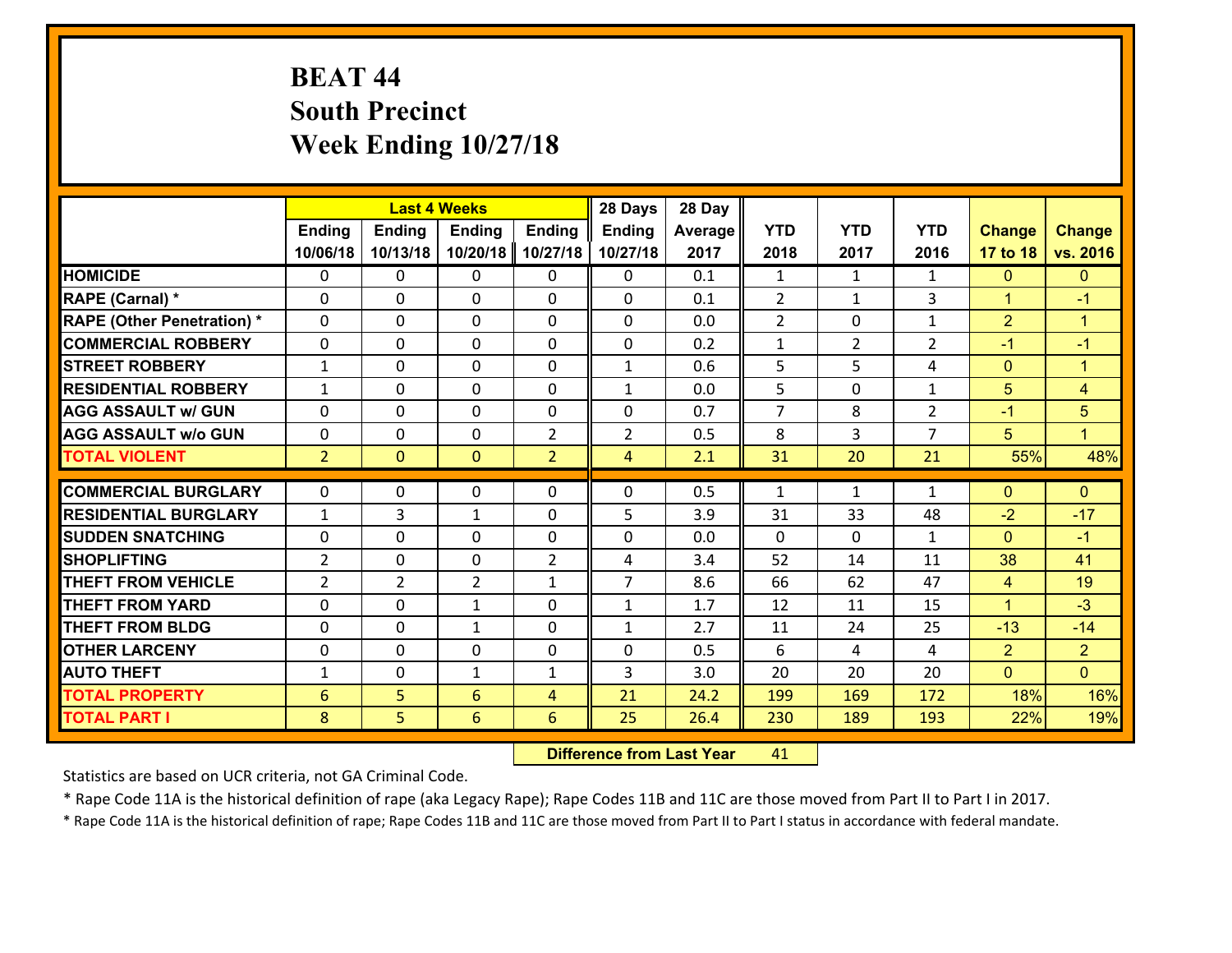# BEAT 44
## South Precinct
## Week Ending 10/27/18

| | Last 4 Weeks | | | | 28 Days | 28 Day | | | | | |
|---|---|---|---|---|---|---|---|---|---|---|---|
| | Ending 10/06/18 | Ending 10/13/18 | Ending 10/20/18 | Ending 10/27/18 | Ending 10/27/18 | Average 2017 | YTD 2018 | YTD 2017 | YTD 2016 | Change 17 to 18 | Change vs. 2016 |
| HOMICIDE | 0 | 0 | 0 | 0 | 0 | 0.1 | 1 | 1 | 1 | 0 | 0 |
| RAPE (Carnal) * | 0 | 0 | 0 | 0 | 0 | 0.1 | 2 | 1 | 3 | 1 | -1 |
| RAPE (Other Penetration) * | 0 | 0 | 0 | 0 | 0 | 0.0 | 2 | 0 | 1 | 2 | 1 |
| COMMERCIAL ROBBERY | 0 | 0 | 0 | 0 | 0 | 0.2 | 1 | 2 | 2 | -1 | -1 |
| STREET ROBBERY | 1 | 0 | 0 | 0 | 1 | 0.6 | 5 | 5 | 4 | 0 | 1 |
| RESIDENTIAL ROBBERY | 1 | 0 | 0 | 0 | 1 | 0.0 | 5 | 0 | 1 | 5 | 4 |
| AGG ASSAULT w/ GUN | 0 | 0 | 0 | 0 | 0 | 0.7 | 7 | 8 | 2 | -1 | 5 |
| AGG ASSAULT w/o GUN | 0 | 0 | 0 | 2 | 2 | 0.5 | 8 | 3 | 7 | 5 | 1 |
| TOTAL VIOLENT | 2 | 0 | 0 | 2 | 4 | 2.1 | 31 | 20 | 21 | 55% | 48% |
| COMMERCIAL BURGLARY | 0 | 0 | 0 | 0 | 0 | 0.5 | 1 | 1 | 1 | 0 | 0 |
| RESIDENTIAL BURGLARY | 1 | 3 | 1 | 0 | 5 | 3.9 | 31 | 33 | 48 | -2 | -17 |
| SUDDEN SNATCHING | 0 | 0 | 0 | 0 | 0 | 0.0 | 0 | 0 | 1 | 0 | -1 |
| SHOPLIFTING | 2 | 0 | 0 | 2 | 4 | 3.4 | 52 | 14 | 11 | 38 | 41 |
| THEFT FROM VEHICLE | 2 | 2 | 2 | 1 | 7 | 8.6 | 66 | 62 | 47 | 4 | 19 |
| THEFT FROM YARD | 0 | 0 | 1 | 0 | 1 | 1.7 | 12 | 11 | 15 | 1 | -3 |
| THEFT FROM BLDG | 0 | 0 | 1 | 0 | 1 | 2.7 | 11 | 24 | 25 | -13 | -14 |
| OTHER LARCENY | 0 | 0 | 0 | 0 | 0 | 0.5 | 6 | 4 | 4 | 2 | 2 |
| AUTO THEFT | 1 | 0 | 1 | 1 | 3 | 3.0 | 20 | 20 | 20 | 0 | 0 |
| TOTAL PROPERTY | 6 | 5 | 6 | 4 | 21 | 24.2 | 199 | 169 | 172 | 18% | 16% |
| TOTAL PART I | 8 | 5 | 6 | 6 | 25 | 26.4 | 230 | 189 | 193 | 22% | 19% |

**Difference from Last Year** 41

Statistics are based on UCR criteria, not GA Criminal Code.

* Rape Code 11A is the historical definition of rape (aka Legacy Rape); Rape Codes 11B and 11C are those moved from Part II to Part I in 2017.

* Rape Code 11A is the historical definition of rape; Rape Codes 11B and 11C are those moved from Part II to Part I status in accordance with federal mandate.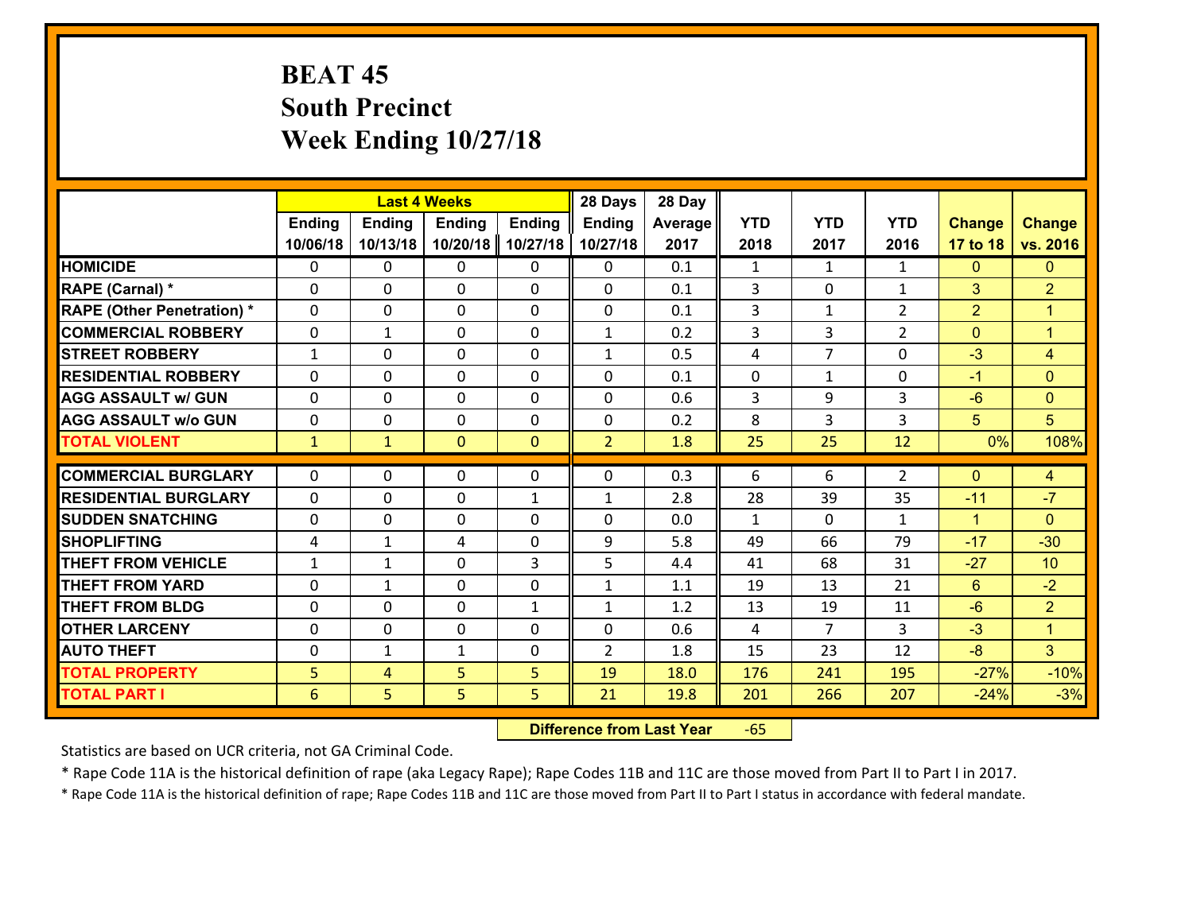# BEAT 45
## South Precinct
## Week Ending 10/27/18

| | Last 4 Weeks | | | | 28 Days | 28 Day | | | | | |
|---|---|---|---|---|---|---|---|---|---|---|---|
| | Ending 10/06/18 | Ending 10/13/18 | Ending 10/20/18 | Ending 10/27/18 | Ending 10/27/18 | Average 2017 | YTD 2018 | YTD 2017 | YTD 2016 | Change 17 to 18 | Change vs. 2016 |
| HOMICIDE | 0 | 0 | 0 | 0 | 0 | 0.1 | 1 | 1 | 1 | 0 | 0 |
| RAPE (Carnal) * | 0 | 0 | 0 | 0 | 0 | 0.1 | 3 | 0 | 1 | 3 | 2 |
| RAPE (Other Penetration) * | 0 | 0 | 0 | 0 | 0 | 0.1 | 3 | 1 | 2 | 2 | 1 |
| COMMERCIAL ROBBERY | 0 | 1 | 0 | 0 | 1 | 0.2 | 3 | 3 | 2 | 0 | 1 |
| STREET ROBBERY | 1 | 0 | 0 | 0 | 1 | 0.5 | 4 | 7 | 0 | -3 | 4 |
| RESIDENTIAL ROBBERY | 0 | 0 | 0 | 0 | 0 | 0.1 | 0 | 1 | 0 | -1 | 0 |
| AGG ASSAULT w/ GUN | 0 | 0 | 0 | 0 | 0 | 0.6 | 3 | 9 | 3 | -6 | 0 |
| AGG ASSAULT w/o GUN | 0 | 0 | 0 | 0 | 0 | 0.2 | 8 | 3 | 3 | 5 | 5 |
| TOTAL VIOLENT | 1 | 1 | 0 | 0 | 2 | 1.8 | 25 | 25 | 12 | 0% | 108% |
| COMMERCIAL BURGLARY | 0 | 0 | 0 | 0 | 0 | 0.3 | 6 | 6 | 2 | 0 | 4 |
| RESIDENTIAL BURGLARY | 0 | 0 | 0 | 1 | 1 | 2.8 | 28 | 39 | 35 | -11 | -7 |
| SUDDEN SNATCHING | 0 | 0 | 0 | 0 | 0 | 0.0 | 1 | 0 | 1 | 1 | 0 |
| SHOPLIFTING | 4 | 1 | 4 | 0 | 9 | 5.8 | 49 | 66 | 79 | -17 | -30 |
| THEFT FROM VEHICLE | 1 | 1 | 0 | 3 | 5 | 4.4 | 41 | 68 | 31 | -27 | 10 |
| THEFT FROM YARD | 0 | 1 | 0 | 0 | 1 | 1.1 | 19 | 13 | 21 | 6 | -2 |
| THEFT FROM BLDG | 0 | 0 | 0 | 1 | 1 | 1.2 | 13 | 19 | 11 | -6 | 2 |
| OTHER LARCENY | 0 | 0 | 0 | 0 | 0 | 0.6 | 4 | 7 | 3 | -3 | 1 |
| AUTO THEFT | 0 | 1 | 1 | 0 | 2 | 1.8 | 15 | 23 | 12 | -8 | 3 |
| TOTAL PROPERTY | 5 | 4 | 5 | 5 | 19 | 18.0 | 176 | 241 | 195 | -27% | -10% |
| TOTAL PART I | 6 | 5 | 5 | 5 | 21 | 19.8 | 201 | 266 | 207 | -24% | -3% |

**Difference from Last Year** -65

Statistics are based on UCR criteria, not GA Criminal Code.

* Rape Code 11A is the historical definition of rape (aka Legacy Rape); Rape Codes 11B and 11C are those moved from Part II to Part I in 2017.

* Rape Code 11A is the historical definition of rape; Rape Codes 11B and 11C are those moved from Part II to Part I status in accordance with federal mandate.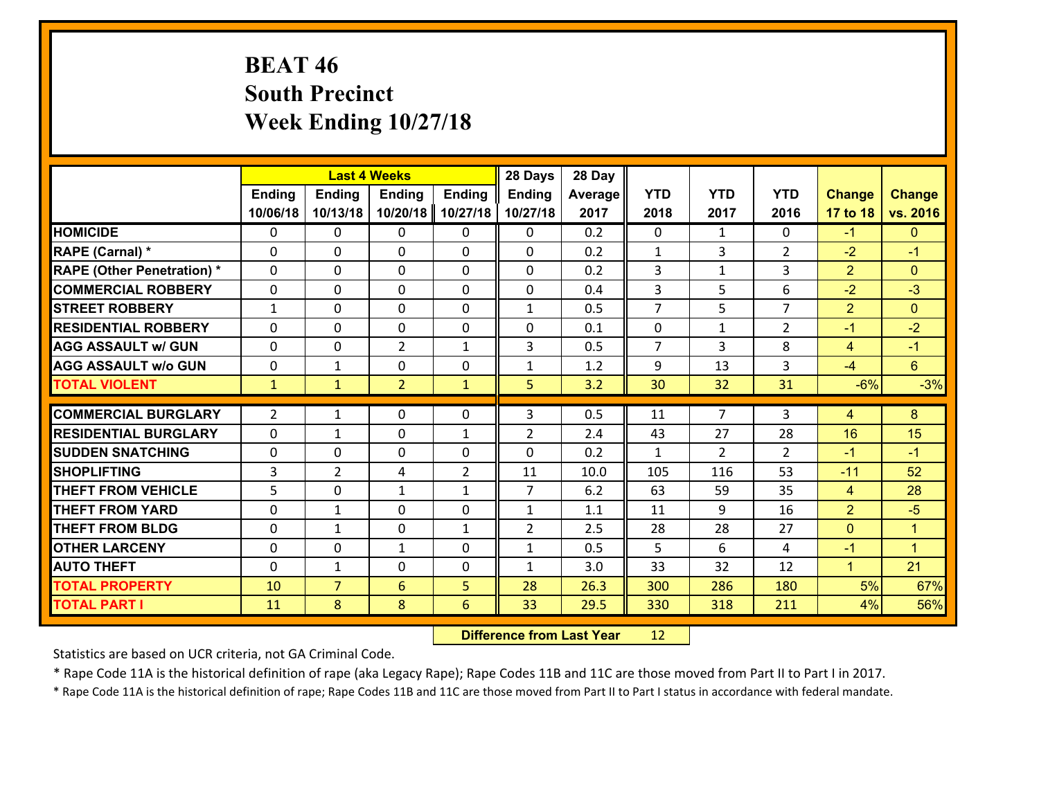# BEAT 46
## South Precinct
## Week Ending 10/27/18

| | Last 4 Weeks | | | | 28 Days | 28 Day | | | | | |
|---|---|---|---|---|---|---|---|---|---|---|---|
| | Ending 10/06/18 | Ending 10/13/18 | Ending 10/20/18 | Ending 10/27/18 | Ending 10/27/18 | Average 2017 | YTD 2018 | YTD 2017 | YTD 2016 | Change 17 to 18 | Change vs. 2016 |
| HOMICIDE | 0 | 0 | 0 | 0 | 0 | 0.2 | 0 | 1 | 0 | -1 | 0 |
| RAPE (Carnal) * | 0 | 0 | 0 | 0 | 0 | 0.2 | 1 | 3 | 2 | -2 | -1 |
| RAPE (Other Penetration) * | 0 | 0 | 0 | 0 | 0 | 0.2 | 3 | 1 | 3 | 2 | 0 |
| COMMERCIAL ROBBERY | 0 | 0 | 0 | 0 | 0 | 0.4 | 3 | 5 | 6 | -2 | -3 |
| STREET ROBBERY | 1 | 0 | 0 | 0 | 1 | 0.5 | 7 | 5 | 7 | 2 | 0 |
| RESIDENTIAL ROBBERY | 0 | 0 | 0 | 0 | 0 | 0.1 | 0 | 1 | 2 | -1 | -2 |
| AGG ASSAULT w/ GUN | 0 | 0 | 2 | 1 | 3 | 0.5 | 7 | 3 | 8 | 4 | -1 |
| AGG ASSAULT w/o GUN | 0 | 1 | 0 | 0 | 1 | 1.2 | 9 | 13 | 3 | -4 | 6 |
| TOTAL VIOLENT | 1 | 1 | 2 | 1 | 5 | 3.2 | 30 | 32 | 31 | -6% | -3% |
| COMMERCIAL BURGLARY | 2 | 1 | 0 | 0 | 3 | 0.5 | 11 | 7 | 3 | 4 | 8 |
| RESIDENTIAL BURGLARY | 0 | 1 | 0 | 1 | 2 | 2.4 | 43 | 27 | 28 | 16 | 15 |
| SUDDEN SNATCHING | 0 | 0 | 0 | 0 | 0 | 0.2 | 1 | 2 | 2 | -1 | -1 |
| SHOPLIFTING | 3 | 2 | 4 | 2 | 11 | 10.0 | 105 | 116 | 53 | -11 | 52 |
| THEFT FROM VEHICLE | 5 | 0 | 1 | 1 | 7 | 6.2 | 63 | 59 | 35 | 4 | 28 |
| THEFT FROM YARD | 0 | 1 | 0 | 0 | 1 | 1.1 | 11 | 9 | 16 | 2 | -5 |
| THEFT FROM BLDG | 0 | 1 | 0 | 1 | 2 | 2.5 | 28 | 28 | 27 | 0 | 1 |
| OTHER LARCENY | 0 | 0 | 1 | 0 | 1 | 0.5 | 5 | 6 | 4 | -1 | 1 |
| AUTO THEFT | 0 | 1 | 0 | 0 | 1 | 3.0 | 33 | 32 | 12 | 1 | 21 |
| TOTAL PROPERTY | 10 | 7 | 6 | 5 | 28 | 26.3 | 300 | 286 | 180 | 5% | 67% |
| TOTAL PART I | 11 | 8 | 8 | 6 | 33 | 29.5 | 330 | 318 | 211 | 4% | 56% |

**Difference from Last Year** 12

Statistics are based on UCR criteria, not GA Criminal Code.

* Rape Code 11A is the historical definition of rape (aka Legacy Rape); Rape Codes 11B and 11C are those moved from Part II to Part I in 2017.

* Rape Code 11A is the historical definition of rape; Rape Codes 11B and 11C are those moved from Part II to Part I status in accordance with federal mandate.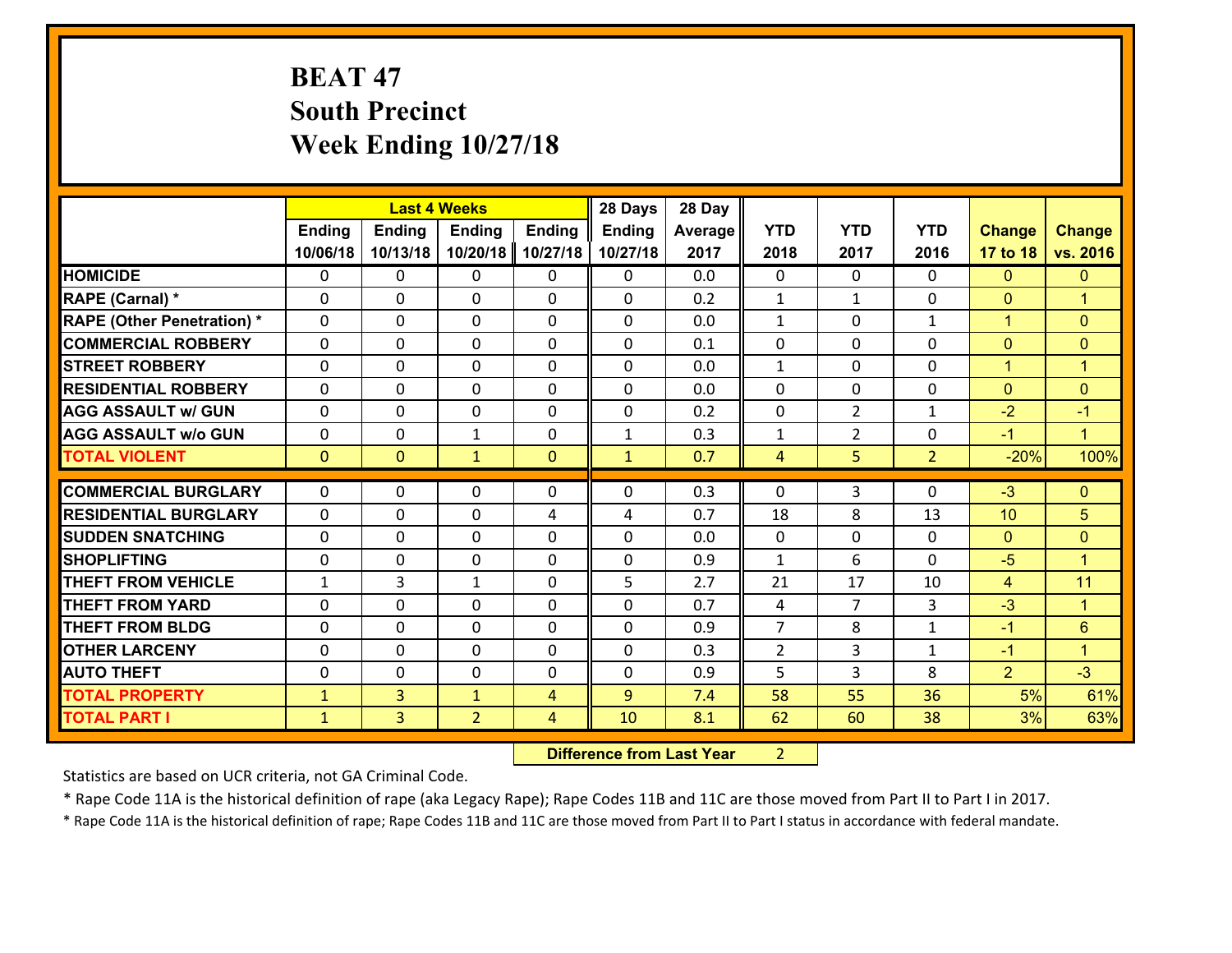# BEAT 47
## South Precinct
## Week Ending 10/27/18

| | Last 4 Weeks | | | | 28 Days | 28 Day | | | | | |
|---|---|---|---|---|---|---|---|---|---|---|---|
| | Ending 10/06/18 | Ending 10/13/18 | Ending 10/20/18 | Ending 10/27/18 | Ending 10/27/18 | Average 2017 | YTD 2018 | YTD 2017 | YTD 2016 | Change 17 to 18 | Change vs. 2016 |
| HOMICIDE | 0 | 0 | 0 | 0 | 0 | 0.0 | 0 | 0 | 0 | 0 | 0 |
| RAPE (Carnal) * | 0 | 0 | 0 | 0 | 0 | 0.2 | 1 | 1 | 0 | 0 | 1 |
| RAPE (Other Penetration) * | 0 | 0 | 0 | 0 | 0 | 0.0 | 1 | 0 | 1 | 1 | 0 |
| COMMERCIAL ROBBERY | 0 | 0 | 0 | 0 | 0 | 0.1 | 0 | 0 | 0 | 0 | 0 |
| STREET ROBBERY | 0 | 0 | 0 | 0 | 0 | 0.0 | 1 | 0 | 0 | 1 | 1 |
| RESIDENTIAL ROBBERY | 0 | 0 | 0 | 0 | 0 | 0.0 | 0 | 0 | 0 | 0 | 0 |
| AGG ASSAULT w/ GUN | 0 | 0 | 0 | 0 | 0 | 0.2 | 0 | 2 | 1 | -2 | -1 |
| AGG ASSAULT w/o GUN | 0 | 0 | 1 | 0 | 1 | 0.3 | 1 | 2 | 0 | -1 | 1 |
| TOTAL VIOLENT | 0 | 0 | 1 | 0 | 1 | 0.7 | 4 | 5 | 2 | -20% | 100% |
| COMMERCIAL BURGLARY | 0 | 0 | 0 | 0 | 0 | 0.3 | 0 | 3 | 0 | -3 | 0 |
| RESIDENTIAL BURGLARY | 0 | 0 | 0 | 4 | 4 | 0.7 | 18 | 8 | 13 | 10 | 5 |
| SUDDEN SNATCHING | 0 | 0 | 0 | 0 | 0 | 0.0 | 0 | 0 | 0 | 0 | 0 |
| SHOPLIFTING | 0 | 0 | 0 | 0 | 0 | 0.9 | 1 | 6 | 0 | -5 | 1 |
| THEFT FROM VEHICLE | 1 | 3 | 1 | 0 | 5 | 2.7 | 21 | 17 | 10 | 4 | 11 |
| THEFT FROM YARD | 0 | 0 | 0 | 0 | 0 | 0.7 | 4 | 7 | 3 | -3 | 1 |
| THEFT FROM BLDG | 0 | 0 | 0 | 0 | 0 | 0.9 | 7 | 8 | 1 | -1 | 6 |
| OTHER LARCENY | 0 | 0 | 0 | 0 | 0 | 0.3 | 2 | 3 | 1 | -1 | 1 |
| AUTO THEFT | 0 | 0 | 0 | 0 | 0 | 0.9 | 5 | 3 | 8 | 2 | -3 |
| TOTAL PROPERTY | 1 | 3 | 1 | 4 | 9 | 7.4 | 58 | 55 | 36 | 5% | 61% |
| TOTAL PART I | 1 | 3 | 2 | 4 | 10 | 8.1 | 62 | 60 | 38 | 3% | 63% |

**Difference from Last Year** 2

Statistics are based on UCR criteria, not GA Criminal Code.

* Rape Code 11A is the historical definition of rape (aka Legacy Rape); Rape Codes 11B and 11C are those moved from Part II to Part I in 2017.

* Rape Code 11A is the historical definition of rape; Rape Codes 11B and 11C are those moved from Part II to Part I status in accordance with federal mandate.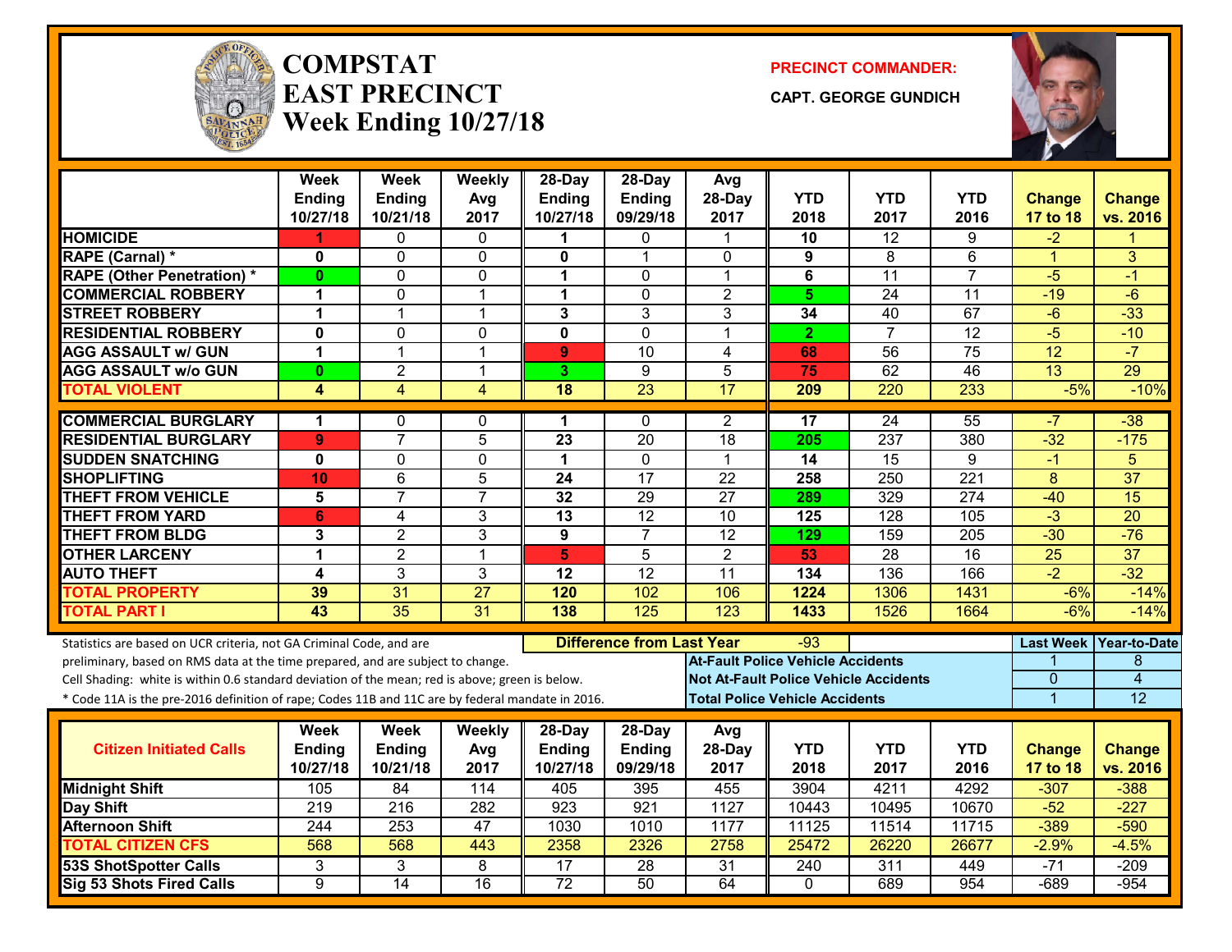# COMPSTAT EAST PRECINCT

## Week Ending 10/27/18

**PRECINCT COMMANDER:**

**CAPT. GEORGE GUNDICH**

| | Week Ending 10/27/18 | Week Ending 10/21/18 | Weekly Avg 2017 | 28-Day Ending 10/27/18 | 28-Day Ending 09/29/18 | Avg 28-Day 2017 | YTD 2018 | YTD 2017 | YTD 2016 | Change 17 to 18 | Change vs. 2016 |
|---|---|---|---|---|---|---|---|---|---|---|---|
| HOMICIDE | 1 | 0 | 0 | 1 | 0 | 1 | 10 | 12 | 9 | -2 | 1 |
| RAPE (Carnal) * | 0 | 0 | 0 | 0 | 1 | 0 | 9 | 8 | 6 | 1 | 3 |
| RAPE (Other Penetration) * | 0 | 0 | 0 | 1 | 0 | 1 | 6 | 11 | 7 | -5 | -1 |
| COMMERCIAL ROBBERY | 1 | 0 | 1 | 1 | 0 | 2 | 5 | 24 | 11 | -19 | -6 |
| STREET ROBBERY | 1 | 1 | 1 | 3 | 3 | 3 | 34 | 40 | 67 | -6 | -33 |
| RESIDENTIAL ROBBERY | 0 | 0 | 0 | 0 | 0 | 1 | 2 | 7 | 12 | -5 | -10 |
| AGG ASSAULT w/ GUN | 1 | 1 | 1 | 9 | 10 | 4 | 68 | 56 | 75 | 12 | -7 |
| AGG ASSAULT w/o GUN | 0 | 2 | 1 | 3 | 9 | 5 | 75 | 62 | 46 | 13 | 29 |
| TOTAL VIOLENT | 4 | 4 | 4 | 18 | 23 | 17 | 209 | 220 | 233 | -5% | -10% |
| COMMERCIAL BURGLARY | 1 | 0 | 0 | 1 | 0 | 2 | 17 | 24 | 55 | -7 | -38 |
| RESIDENTIAL BURGLARY | 9 | 7 | 5 | 23 | 20 | 18 | 205 | 237 | 380 | -32 | -175 |
| SUDDEN SNATCHING | 0 | 0 | 0 | 1 | 0 | 1 | 14 | 15 | 9 | -1 | 5 |
| SHOPLIFTING | 10 | 6 | 5 | 24 | 17 | 22 | 258 | 250 | 221 | 8 | 37 |
| THEFT FROM VEHICLE | 5 | 7 | 7 | 32 | 29 | 27 | 289 | 329 | 274 | -40 | 15 |
| THEFT FROM YARD | 6 | 4 | 3 | 13 | 12 | 10 | 125 | 128 | 105 | -3 | 20 |
| THEFT FROM BLDG | 3 | 2 | 3 | 9 | 7 | 12 | 129 | 159 | 205 | -30 | -76 |
| OTHER LARCENY | 1 | 2 | 1 | 5 | 5 | 2 | 53 | 28 | 16 | 25 | 37 |
| AUTO THEFT | 4 | 3 | 3 | 12 | 12 | 11 | 134 | 136 | 166 | -2 | -32 |
| TOTAL PROPERTY | 39 | 31 | 27 | 120 | 102 | 106 | 1224 | 1306 | 1431 | -6% | -14% |
| TOTAL PART I | 43 | 35 | 31 | 138 | 125 | 123 | 1433 | 1526 | 1664 | -6% | -14% |

Statistics are based on UCR criteria, not GA Criminal Code, and are preliminary, based on RMS data at the time prepared, and are subject to change.

Cell Shading: white is within 0.6 standard deviation of the mean; red is above; green is below.

* Code 11A is the pre-2016 definition of rape; Codes 11B and 11C are by federal mandate in 2016.

**Difference from Last Year:** -93

| | Last Week | Year-to-Date |
|---|---|---|
| At-Fault Police Vehicle Accidents | 1 | 8 |
| Not At-Fault Police Vehicle Accidents | 0 | 4 |
| Total Police Vehicle Accidents | 1 | 12 |

| Citizen Initiated Calls | Week Ending 10/27/18 | Week Ending 10/21/18 | Weekly Avg 2017 | 28-Day Ending 10/27/18 | 28-Day Ending 09/29/18 | Avg 28-Day 2017 | YTD 2018 | YTD 2017 | YTD 2016 | Change 17 to 18 | Change vs. 2016 |
|---|---|---|---|---|---|---|---|---|---|---|---|
| Midnight Shift | 105 | 84 | 114 | 405 | 395 | 455 | 3904 | 4211 | 4292 | -307 | -388 |
| Day Shift | 219 | 216 | 282 | 923 | 921 | 1127 | 10443 | 10495 | 10670 | -52 | -227 |
| Afternoon Shift | 244 | 253 | 47 | 1030 | 1010 | 1177 | 11125 | 11514 | 11715 | -389 | -590 |
| TOTAL CITIZEN CFS | 568 | 568 | 443 | 2358 | 2326 | 2758 | 25472 | 26220 | 26677 | -2.9% | -4.5% |
| 53S ShotSpotter Calls | 3 | 3 | 8 | 17 | 28 | 31 | 240 | 311 | 449 | -71 | -209 |
| Sig 53 Shots Fired Calls | 9 | 14 | 16 | 72 | 50 | 64 | 0 | 689 | 954 | -689 | -954 |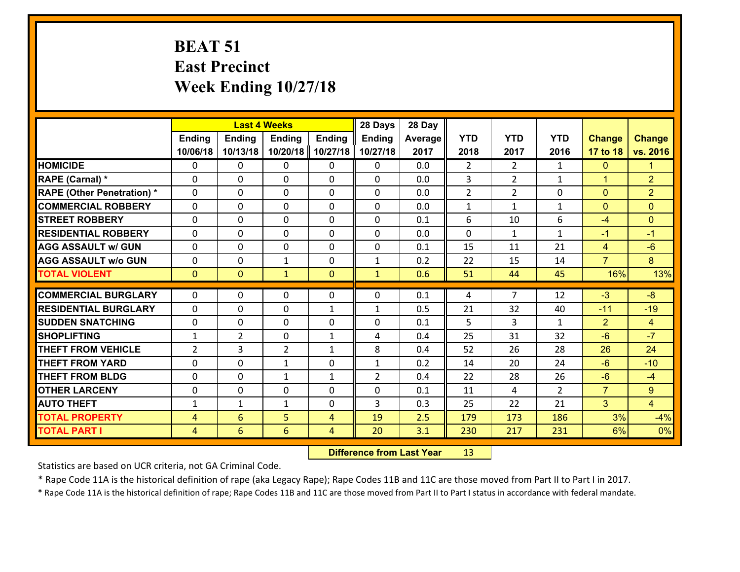# BEAT 51
## East Precinct
## Week Ending 10/27/18

| | Last 4 Weeks | | | | 28 Days | 28 Day | | | | | |
|---|---|---|---|---|---|---|---|---|---|---|---|
| | Ending 10/06/18 | Ending 10/13/18 | Ending 10/20/18 | Ending 10/27/18 | Ending 10/27/18 | Average 2017 | YTD 2018 | YTD 2017 | YTD 2016 | Change 17 to 18 | Change vs. 2016 |
| HOMICIDE | 0 | 0 | 0 | 0 | 0 | 0.0 | 2 | 2 | 1 | 0 | 1 |
| RAPE (Carnal) * | 0 | 0 | 0 | 0 | 0 | 0.0 | 3 | 2 | 1 | 1 | 2 |
| RAPE (Other Penetration) * | 0 | 0 | 0 | 0 | 0 | 0.0 | 2 | 2 | 0 | 0 | 2 |
| COMMERCIAL ROBBERY | 0 | 0 | 0 | 0 | 0 | 0.0 | 1 | 1 | 1 | 0 | 0 |
| STREET ROBBERY | 0 | 0 | 0 | 0 | 0 | 0.1 | 6 | 10 | 6 | -4 | 0 |
| RESIDENTIAL ROBBERY | 0 | 0 | 0 | 0 | 0 | 0.0 | 0 | 1 | 1 | -1 | -1 |
| AGG ASSAULT w/ GUN | 0 | 0 | 0 | 0 | 0 | 0.1 | 15 | 11 | 21 | 4 | -6 |
| AGG ASSAULT w/o GUN | 0 | 0 | 1 | 0 | 1 | 0.2 | 22 | 15 | 14 | 7 | 8 |
| TOTAL VIOLENT | 0 | 0 | 1 | 0 | 1 | 0.6 | 51 | 44 | 45 | 16% | 13% |
| COMMERCIAL BURGLARY | 0 | 0 | 0 | 0 | 0 | 0.1 | 4 | 7 | 12 | -3 | -8 |
| RESIDENTIAL BURGLARY | 0 | 0 | 0 | 1 | 1 | 0.5 | 21 | 32 | 40 | -11 | -19 |
| SUDDEN SNATCHING | 0 | 0 | 0 | 0 | 0 | 0.1 | 5 | 3 | 1 | 2 | 4 |
| SHOPLIFTING | 1 | 2 | 0 | 1 | 4 | 0.4 | 25 | 31 | 32 | -6 | -7 |
| THEFT FROM VEHICLE | 2 | 3 | 2 | 1 | 8 | 0.4 | 52 | 26 | 28 | 26 | 24 |
| THEFT FROM YARD | 0 | 0 | 1 | 0 | 1 | 0.2 | 14 | 20 | 24 | -6 | -10 |
| THEFT FROM BLDG | 0 | 0 | 1 | 1 | 2 | 0.4 | 22 | 28 | 26 | -6 | -4 |
| OTHER LARCENY | 0 | 0 | 0 | 0 | 0 | 0.1 | 11 | 4 | 2 | 7 | 9 |
| AUTO THEFT | 1 | 1 | 1 | 0 | 3 | 0.3 | 25 | 22 | 21 | 3 | 4 |
| TOTAL PROPERTY | 4 | 6 | 5 | 4 | 19 | 2.5 | 179 | 173 | 186 | 3% | -4% |
| TOTAL PART I | 4 | 6 | 6 | 4 | 20 | 3.1 | 230 | 217 | 231 | 6% | 0% |

**Difference from Last Year** 13

Statistics are based on UCR criteria, not GA Criminal Code.

* Rape Code 11A is the historical definition of rape (aka Legacy Rape); Rape Codes 11B and 11C are those moved from Part II to Part I in 2017.

* Rape Code 11A is the historical definition of rape; Rape Codes 11B and 11C are those moved from Part II to Part I status in accordance with federal mandate.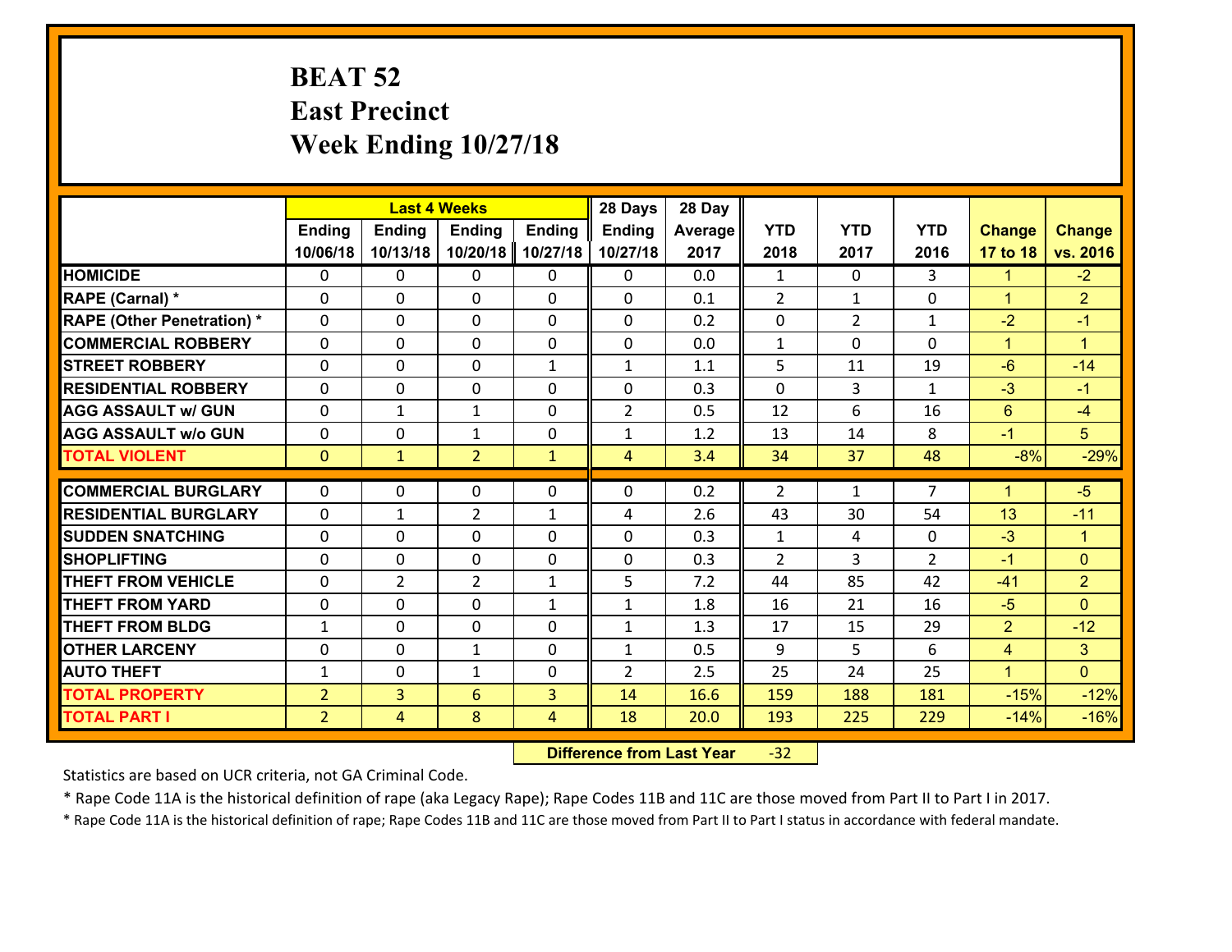# BEAT 52
## East Precinct
## Week Ending 10/27/18

| | Last 4 Weeks | | | | 28 Days | 28 Day | | | | | |
|---|---|---|---|---|---|---|---|---|---|---|---|
| | Ending 10/06/18 | Ending 10/13/18 | Ending 10/20/18 | Ending 10/27/18 | Ending 10/27/18 | Average 2017 | YTD 2018 | YTD 2017 | YTD 2016 | Change 17 to 18 | Change vs. 2016 |
| **HOMICIDE** | 0 | 0 | 0 | 0 | 0 | 0.0 | 1 | 0 | 3 | 1 | -2 |
| **RAPE (Carnal) *** | 0 | 0 | 0 | 0 | 0 | 0.1 | 2 | 1 | 0 | 1 | 2 |
| **RAPE (Other Penetration) *** | 0 | 0 | 0 | 0 | 0 | 0.2 | 0 | 2 | 1 | -2 | -1 |
| **COMMERCIAL ROBBERY** | 0 | 0 | 0 | 0 | 0 | 0.0 | 1 | 0 | 0 | 1 | 1 |
| **STREET ROBBERY** | 0 | 0 | 0 | 1 | 1 | 1.1 | 5 | 11 | 19 | -6 | -14 |
| **RESIDENTIAL ROBBERY** | 0 | 0 | 0 | 0 | 0 | 0.3 | 0 | 3 | 1 | -3 | -1 |
| **AGG ASSAULT w/ GUN** | 0 | 1 | 1 | 0 | 2 | 0.5 | 12 | 6 | 16 | 6 | -4 |
| **AGG ASSAULT w/o GUN** | 0 | 0 | 1 | 0 | 1 | 1.2 | 13 | 14 | 8 | -1 | 5 |
| **TOTAL VIOLENT** | 0 | 1 | 2 | 1 | 4 | 3.4 | 34 | 37 | 48 | -8% | -29% |
| **COMMERCIAL BURGLARY** | 0 | 0 | 0 | 0 | 0 | 0.2 | 2 | 1 | 7 | 1 | -5 |
| **RESIDENTIAL BURGLARY** | 0 | 1 | 2 | 1 | 4 | 2.6 | 43 | 30 | 54 | 13 | -11 |
| **SUDDEN SNATCHING** | 0 | 0 | 0 | 0 | 0 | 0.3 | 1 | 4 | 0 | -3 | 1 |
| **SHOPLIFTING** | 0 | 0 | 0 | 0 | 0 | 0.3 | 2 | 3 | 2 | -1 | 0 |
| **THEFT FROM VEHICLE** | 0 | 2 | 2 | 1 | 5 | 7.2 | 44 | 85 | 42 | -41 | 2 |
| **THEFT FROM YARD** | 0 | 0 | 0 | 1 | 1 | 1.8 | 16 | 21 | 16 | -5 | 0 |
| **THEFT FROM BLDG** | 1 | 0 | 0 | 0 | 1 | 1.3 | 17 | 15 | 29 | 2 | -12 |
| **OTHER LARCENY** | 0 | 0 | 1 | 0 | 1 | 0.5 | 9 | 5 | 6 | 4 | 3 |
| **AUTO THEFT** | 1 | 0 | 1 | 0 | 2 | 2.5 | 25 | 24 | 25 | 1 | 0 |
| **TOTAL PROPERTY** | 2 | 3 | 6 | 3 | 14 | 16.6 | 159 | 188 | 181 | -15% | -12% |
| **TOTAL PART I** | 2 | 4 | 8 | 4 | 18 | 20.0 | 193 | 225 | 229 | -14% | -16% |

**Difference from Last Year** -32

Statistics are based on UCR criteria, not GA Criminal Code.

* Rape Code 11A is the historical definition of rape (aka Legacy Rape); Rape Codes 11B and 11C are those moved from Part II to Part I in 2017.

* Rape Code 11A is the historical definition of rape; Rape Codes 11B and 11C are those moved from Part II to Part I status in accordance with federal mandate.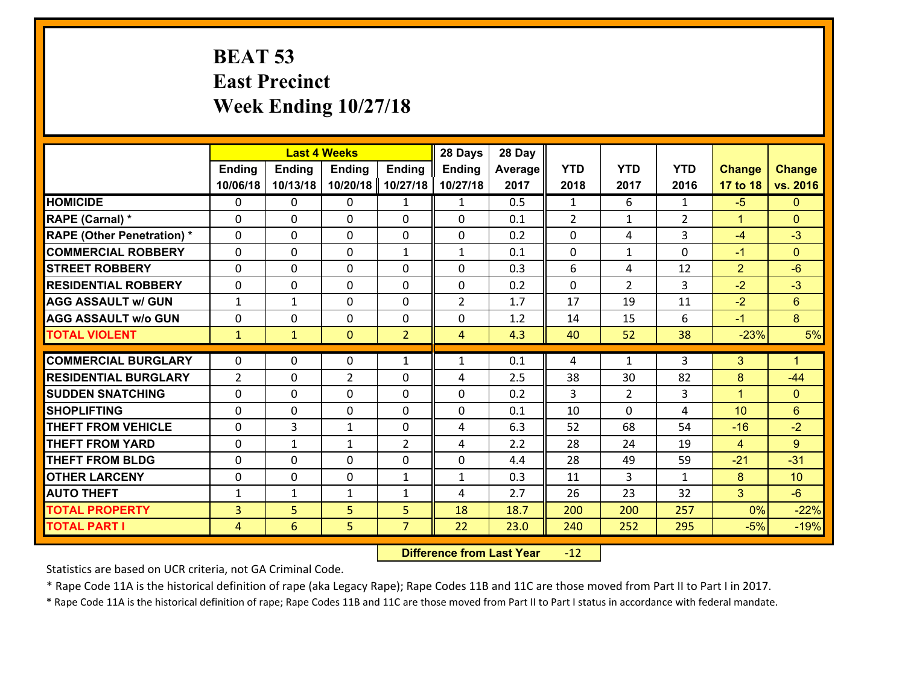# BEAT 53
## East Precinct
## Week Ending 10/27/18

| | Last 4 Weeks | | | | 28 Days | 28 Day | | | | | |
|---|---|---|---|---|---|---|---|---|---|---|---|
| | Ending 10/06/18 | Ending 10/13/18 | Ending 10/20/18 | Ending 10/27/18 | Ending 10/27/18 | Average 2017 | YTD 2018 | YTD 2017 | YTD 2016 | Change 17 to 18 | Change vs. 2016 |
| HOMICIDE | 0 | 0 | 0 | 1 | 1 | 0.5 | 1 | 6 | 1 | -5 | 0 |
| RAPE (Carnal) * | 0 | 0 | 0 | 0 | 0 | 0.1 | 2 | 1 | 2 | 1 | 0 |
| RAPE (Other Penetration) * | 0 | 0 | 0 | 0 | 0 | 0.2 | 0 | 4 | 3 | -4 | -3 |
| COMMERCIAL ROBBERY | 0 | 0 | 0 | 1 | 1 | 0.1 | 0 | 1 | 0 | -1 | 0 |
| STREET ROBBERY | 0 | 0 | 0 | 0 | 0 | 0.3 | 6 | 4 | 12 | 2 | -6 |
| RESIDENTIAL ROBBERY | 0 | 0 | 0 | 0 | 0 | 0.2 | 0 | 2 | 3 | -2 | -3 |
| AGG ASSAULT w/ GUN | 1 | 1 | 0 | 0 | 2 | 1.7 | 17 | 19 | 11 | -2 | 6 |
| AGG ASSAULT w/o GUN | 0 | 0 | 0 | 0 | 0 | 1.2 | 14 | 15 | 6 | -1 | 8 |
| TOTAL VIOLENT | 1 | 1 | 0 | 2 | 4 | 4.3 | 40 | 52 | 38 | -23% | 5% |
| COMMERCIAL BURGLARY | 0 | 0 | 0 | 1 | 1 | 0.1 | 4 | 1 | 3 | 3 | 1 |
| RESIDENTIAL BURGLARY | 2 | 0 | 2 | 0 | 4 | 2.5 | 38 | 30 | 82 | 8 | -44 |
| SUDDEN SNATCHING | 0 | 0 | 0 | 0 | 0 | 0.2 | 3 | 2 | 3 | 1 | 0 |
| SHOPLIFTING | 0 | 0 | 0 | 0 | 0 | 0.1 | 10 | 0 | 4 | 10 | 6 |
| THEFT FROM VEHICLE | 0 | 3 | 1 | 0 | 4 | 6.3 | 52 | 68 | 54 | -16 | -2 |
| THEFT FROM YARD | 0 | 1 | 1 | 2 | 4 | 2.2 | 28 | 24 | 19 | 4 | 9 |
| THEFT FROM BLDG | 0 | 0 | 0 | 0 | 0 | 4.4 | 28 | 49 | 59 | -21 | -31 |
| OTHER LARCENY | 0 | 0 | 0 | 1 | 1 | 0.3 | 11 | 3 | 1 | 8 | 10 |
| AUTO THEFT | 1 | 1 | 1 | 1 | 4 | 2.7 | 26 | 23 | 32 | 3 | -6 |
| TOTAL PROPERTY | 3 | 5 | 5 | 5 | 18 | 18.7 | 200 | 200 | 257 | 0% | -22% |
| TOTAL PART I | 4 | 6 | 5 | 7 | 22 | 23.0 | 240 | 252 | 295 | -5% | -19% |

**Difference from Last Year** -12

Statistics are based on UCR criteria, not GA Criminal Code.

* Rape Code 11A is the historical definition of rape (aka Legacy Rape); Rape Codes 11B and 11C are those moved from Part II to Part I in 2017.

* Rape Code 11A is the historical definition of rape; Rape Codes 11B and 11C are those moved from Part II to Part I status in accordance with federal mandate.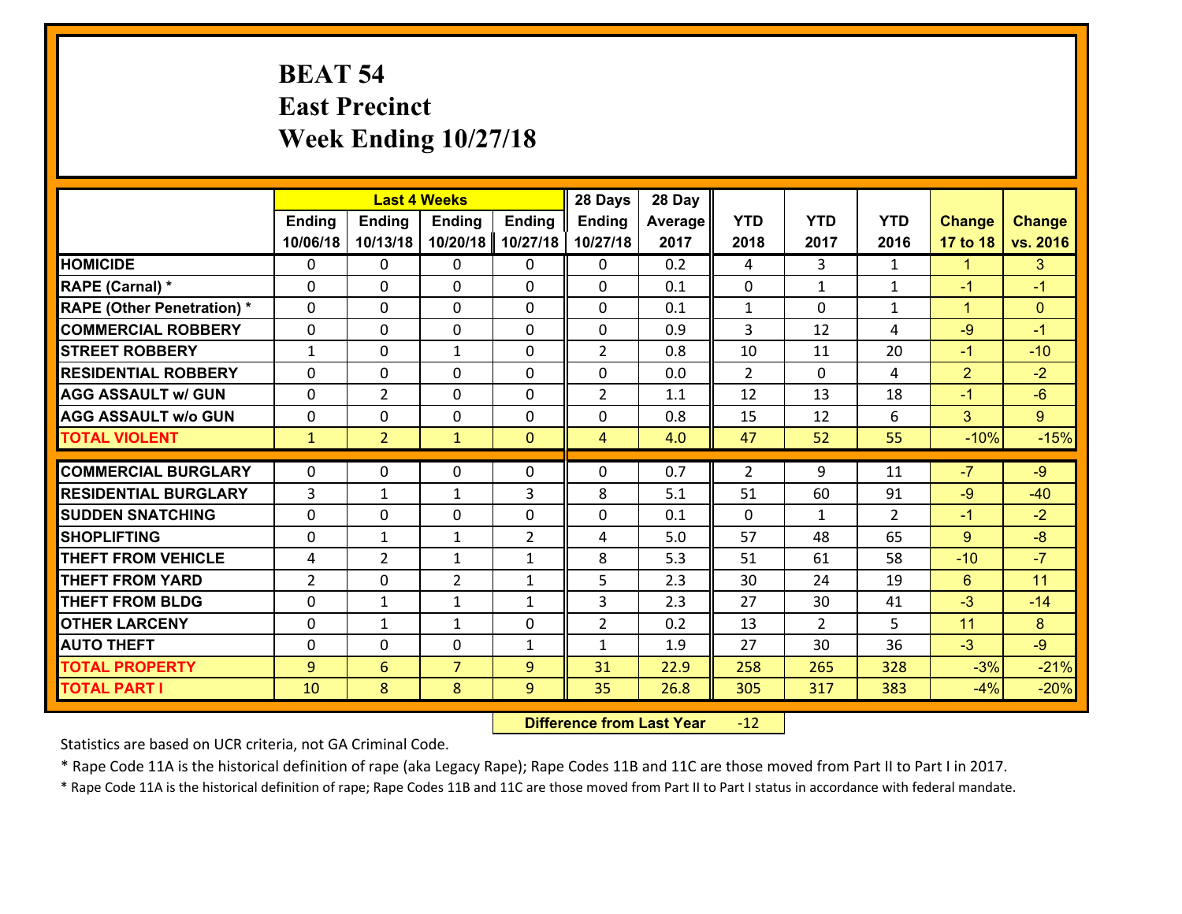# BEAT 54
# East Precinct
# Week Ending 10/27/18

| | Last 4 Weeks | | | | 28 Days | 28 Day | | | | | |
|---|---|---|---|---|---|---|---|---|---|---|---|
| | Ending 10/06/18 | Ending 10/13/18 | Ending 10/20/18 | Ending 10/27/18 | Ending 10/27/18 | Average 2017 | YTD 2018 | YTD 2017 | YTD 2016 | Change 17 to 18 | Change vs. 2016 |
| **HOMICIDE** | 0 | 0 | 0 | 0 | 0 | 0.2 | 4 | 3 | 1 | 1 | 3 |
| **RAPE (Carnal) *** | 0 | 0 | 0 | 0 | 0 | 0.1 | 0 | 1 | 1 | -1 | -1 |
| **RAPE (Other Penetration) *** | 0 | 0 | 0 | 0 | 0 | 0.1 | 1 | 0 | 1 | 1 | 0 |
| **COMMERCIAL ROBBERY** | 0 | 0 | 0 | 0 | 0 | 0.9 | 3 | 12 | 4 | -9 | -1 |
| **STREET ROBBERY** | 1 | 0 | 1 | 0 | 2 | 0.8 | 10 | 11 | 20 | -1 | -10 |
| **RESIDENTIAL ROBBERY** | 0 | 0 | 0 | 0 | 0 | 0.0 | 2 | 0 | 4 | 2 | -2 |
| **AGG ASSAULT w/ GUN** | 0 | 2 | 0 | 0 | 2 | 1.1 | 12 | 13 | 18 | -1 | -6 |
| **AGG ASSAULT w/o GUN** | 0 | 0 | 0 | 0 | 0 | 0.8 | 15 | 12 | 6 | 3 | 9 |
| **TOTAL VIOLENT** | 1 | 2 | 1 | 0 | 4 | 4.0 | 47 | 52 | 55 | -10% | -15% |
| **COMMERCIAL BURGLARY** | 0 | 0 | 0 | 0 | 0 | 0.7 | 2 | 9 | 11 | -7 | -9 |
| **RESIDENTIAL BURGLARY** | 3 | 1 | 1 | 3 | 8 | 5.1 | 51 | 60 | 91 | -9 | -40 |
| **SUDDEN SNATCHING** | 0 | 0 | 0 | 0 | 0 | 0.1 | 0 | 1 | 2 | -1 | -2 |
| **SHOPLIFTING** | 0 | 1 | 1 | 2 | 4 | 5.0 | 57 | 48 | 65 | 9 | -8 |
| **THEFT FROM VEHICLE** | 4 | 2 | 1 | 1 | 8 | 5.3 | 51 | 61 | 58 | -10 | -7 |
| **THEFT FROM YARD** | 2 | 0 | 2 | 1 | 5 | 2.3 | 30 | 24 | 19 | 6 | 11 |
| **THEFT FROM BLDG** | 0 | 1 | 1 | 1 | 3 | 2.3 | 27 | 30 | 41 | -3 | -14 |
| **OTHER LARCENY** | 0 | 1 | 1 | 0 | 2 | 0.2 | 13 | 2 | 5 | 11 | 8 |
| **AUTO THEFT** | 0 | 0 | 0 | 1 | 1 | 1.9 | 27 | 30 | 36 | -3 | -9 |
| **TOTAL PROPERTY** | 9 | 6 | 7 | 9 | 31 | 22.9 | 258 | 265 | 328 | -3% | -21% |
| **TOTAL PART I** | 10 | 8 | 8 | 9 | 35 | 26.8 | 305 | 317 | 383 | -4% | -20% |

**Difference from Last Year** -12

Statistics are based on UCR criteria, not GA Criminal Code.

* Rape Code 11A is the historical definition of rape (aka Legacy Rape); Rape Codes 11B and 11C are those moved from Part II to Part I in 2017.

* Rape Code 11A is the historical definition of rape; Rape Codes 11B and 11C are those moved from Part II to Part I status in accordance with federal mandate.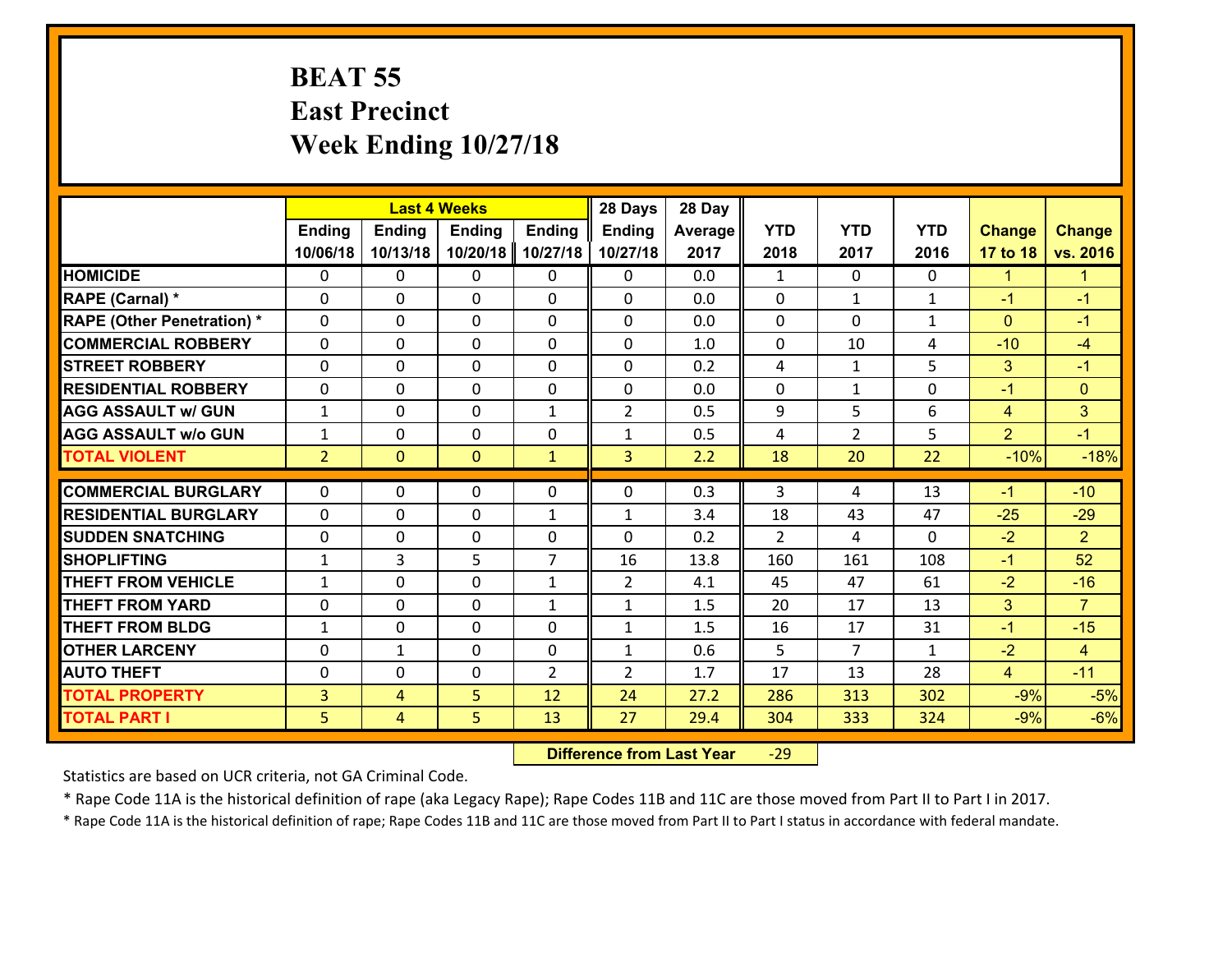# BEAT 55
## East Precinct
## Week Ending 10/27/18

| | Last 4 Weeks | | | | 28 Days | 28 Day | | | | | |
|---|---|---|---|---|---|---|---|---|---|---|---|
| | Ending 10/06/18 | Ending 10/13/18 | Ending 10/20/18 | Ending 10/27/18 | Ending 10/27/18 | Average 2017 | YTD 2018 | YTD 2017 | YTD 2016 | Change 17 to 18 | Change vs. 2016 |
| HOMICIDE | 0 | 0 | 0 | 0 | 0 | 0.0 | 1 | 0 | 0 | 1 | 1 |
| RAPE (Carnal) * | 0 | 0 | 0 | 0 | 0 | 0.0 | 0 | 1 | 1 | -1 | -1 |
| RAPE (Other Penetration) * | 0 | 0 | 0 | 0 | 0 | 0.0 | 0 | 0 | 1 | 0 | -1 |
| COMMERCIAL ROBBERY | 0 | 0 | 0 | 0 | 0 | 1.0 | 0 | 10 | 4 | -10 | -4 |
| STREET ROBBERY | 0 | 0 | 0 | 0 | 0 | 0.2 | 4 | 1 | 5 | 3 | -1 |
| RESIDENTIAL ROBBERY | 0 | 0 | 0 | 0 | 0 | 0.0 | 0 | 1 | 0 | -1 | 0 |
| AGG ASSAULT w/ GUN | 1 | 0 | 0 | 1 | 2 | 0.5 | 9 | 5 | 6 | 4 | 3 |
| AGG ASSAULT w/o GUN | 1 | 0 | 0 | 0 | 1 | 0.5 | 4 | 2 | 5 | 2 | -1 |
| TOTAL VIOLENT | 2 | 0 | 0 | 1 | 3 | 2.2 | 18 | 20 | 22 | -10% | -18% |
| COMMERCIAL BURGLARY | 0 | 0 | 0 | 0 | 0 | 0.3 | 3 | 4 | 13 | -1 | -10 |
| RESIDENTIAL BURGLARY | 0 | 0 | 0 | 1 | 1 | 3.4 | 18 | 43 | 47 | -25 | -29 |
| SUDDEN SNATCHING | 0 | 0 | 0 | 0 | 0 | 0.2 | 2 | 4 | 0 | -2 | 2 |
| SHOPLIFTING | 1 | 3 | 5 | 7 | 16 | 13.8 | 160 | 161 | 108 | -1 | 52 |
| THEFT FROM VEHICLE | 1 | 0 | 0 | 1 | 2 | 4.1 | 45 | 47 | 61 | -2 | -16 |
| THEFT FROM YARD | 0 | 0 | 0 | 1 | 1 | 1.5 | 20 | 17 | 13 | 3 | 7 |
| THEFT FROM BLDG | 1 | 0 | 0 | 0 | 1 | 1.5 | 16 | 17 | 31 | -1 | -15 |
| OTHER LARCENY | 0 | 1 | 0 | 0 | 1 | 0.6 | 5 | 7 | 1 | -2 | 4 |
| AUTO THEFT | 0 | 0 | 0 | 2 | 2 | 1.7 | 17 | 13 | 28 | 4 | -11 |
| TOTAL PROPERTY | 3 | 4 | 5 | 12 | 24 | 27.2 | 286 | 313 | 302 | -9% | -5% |
| TOTAL PART I | 5 | 4 | 5 | 13 | 27 | 29.4 | 304 | 333 | 324 | -9% | -6% |

**Difference from Last Year** -29

Statistics are based on UCR criteria, not GA Criminal Code.

* Rape Code 11A is the historical definition of rape (aka Legacy Rape); Rape Codes 11B and 11C are those moved from Part II to Part I in 2017.

* Rape Code 11A is the historical definition of rape; Rape Codes 11B and 11C are those moved from Part II to Part I status in accordance with federal mandate.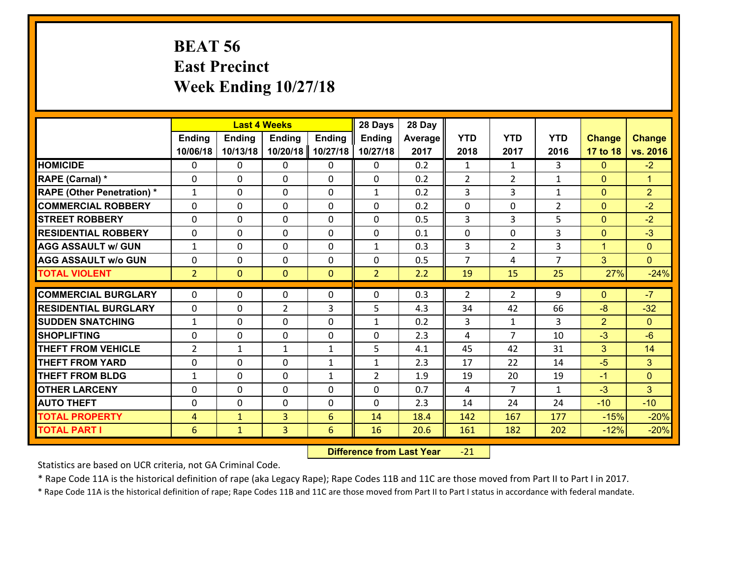# BEAT 56
## East Precinct
## Week Ending 10/27/18

| | Last 4 Weeks | | | | 28 Days | 28 Day | | | | | |
|---|---|---|---|---|---|---|---|---|---|---|---|
| | Ending 10/06/18 | Ending 10/13/18 | Ending 10/20/18 | Ending 10/27/18 | Ending 10/27/18 | Average 2017 | YTD 2018 | YTD 2017 | YTD 2016 | Change 17 to 18 | Change vs. 2016 |
| HOMICIDE | 0 | 0 | 0 | 0 | 0 | 0.2 | 1 | 1 | 3 | 0 | -2 |
| RAPE (Carnal) * | 0 | 0 | 0 | 0 | 0 | 0.2 | 2 | 2 | 1 | 0 | 1 |
| RAPE (Other Penetration) * | 1 | 0 | 0 | 0 | 1 | 0.2 | 3 | 3 | 1 | 0 | 2 |
| COMMERCIAL ROBBERY | 0 | 0 | 0 | 0 | 0 | 0.2 | 0 | 0 | 2 | 0 | -2 |
| STREET ROBBERY | 0 | 0 | 0 | 0 | 0 | 0.5 | 3 | 3 | 5 | 0 | -2 |
| RESIDENTIAL ROBBERY | 0 | 0 | 0 | 0 | 0 | 0.1 | 0 | 0 | 3 | 0 | -3 |
| AGG ASSAULT w/ GUN | 1 | 0 | 0 | 0 | 1 | 0.3 | 3 | 2 | 3 | 1 | 0 |
| AGG ASSAULT w/o GUN | 0 | 0 | 0 | 0 | 0 | 0.5 | 7 | 4 | 7 | 3 | 0 |
| **TOTAL VIOLENT** | 2 | 0 | 0 | 0 | 2 | 2.2 | 19 | 15 | 25 | 27% | -24% |
| COMMERCIAL BURGLARY | 0 | 0 | 0 | 0 | 0 | 0.3 | 2 | 2 | 9 | 0 | -7 |
| RESIDENTIAL BURGLARY | 0 | 0 | 2 | 3 | 5 | 4.3 | 34 | 42 | 66 | -8 | -32 |
| SUDDEN SNATCHING | 1 | 0 | 0 | 0 | 1 | 0.2 | 3 | 1 | 3 | 2 | 0 |
| SHOPLIFTING | 0 | 0 | 0 | 0 | 0 | 2.3 | 4 | 7 | 10 | -3 | -6 |
| THEFT FROM VEHICLE | 2 | 1 | 1 | 1 | 5 | 4.1 | 45 | 42 | 31 | 3 | 14 |
| THEFT FROM YARD | 0 | 0 | 0 | 1 | 1 | 2.3 | 17 | 22 | 14 | -5 | 3 |
| THEFT FROM BLDG | 1 | 0 | 0 | 1 | 2 | 1.9 | 19 | 20 | 19 | -1 | 0 |
| OTHER LARCENY | 0 | 0 | 0 | 0 | 0 | 0.7 | 4 | 7 | 1 | -3 | 3 |
| AUTO THEFT | 0 | 0 | 0 | 0 | 0 | 2.3 | 14 | 24 | 24 | -10 | -10 |
| **TOTAL PROPERTY** | 4 | 1 | 3 | 6 | 14 | 18.4 | 142 | 167 | 177 | -15% | -20% |
| **TOTAL PART I** | 6 | 1 | 3 | 6 | 16 | 20.6 | 161 | 182 | 202 | -12% | -20% |

**Difference from Last Year** -21

Statistics are based on UCR criteria, not GA Criminal Code.

* Rape Code 11A is the historical definition of rape (aka Legacy Rape); Rape Codes 11B and 11C are those moved from Part II to Part I in 2017.

* Rape Code 11A is the historical definition of rape; Rape Codes 11B and 11C are those moved from Part II to Part I status in accordance with federal mandate.